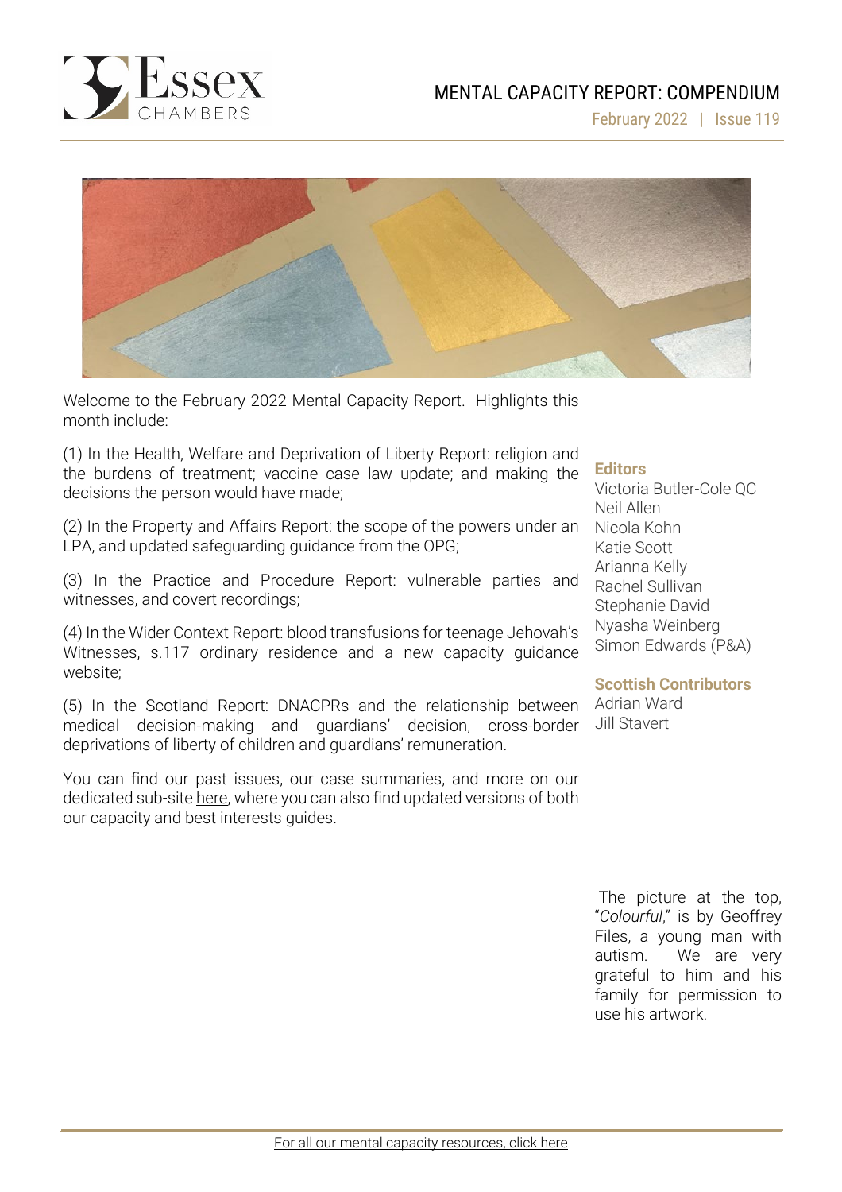# MENTAL CAPACITY REPORT: COMPENDIUM

February 2022 | Issue 119

Welcome to the February 2022 Mental Capacity Report. Highlights this month include:

(1) In the Health, Welfare and Deprivation of Liberty Report: religion and the burdens of treatment; vaccine case law update; and making the decisions the person would have made;

(2) In the Property and Affairs Report: the scope of the powers under an LPA, and updated safeguarding guidance from the OPG;

(3) In the Practice and Procedure Report: vulnerable parties and witnesses, and covert recordings;

(4) In the Wider Context Report: blood transfusions for teenage Jehovah's Witnesses, s.117 ordinary residence and a new capacity guidance website;

(5) In the Scotland Report: DNACPRs and the relationship between medical decision-making and guardians' decision, cross-border deprivations of liberty of children and guardians' remuneration.

You can find our past issues, our case summaries, and more on our dedicated sub-site here, where you can also find updated versions of both our capacity and best interests guides.

**Editors**

Victoria Butler-Cole QC
Neil Allen
Nicola Kohn
Katie Scott
Arianna Kelly
Rachel Sullivan
Stephanie David
Nyasha Weinberg
Simon Edwards (P&A)

**Scottish Contributors**

Adrian Ward
Jill Stavert

The picture at the top, "*Colourful*," is by Geoffrey Files, a young man with autism. We are very grateful to him and his family for permission to use his artwork.

For all our mental capacity resources, click here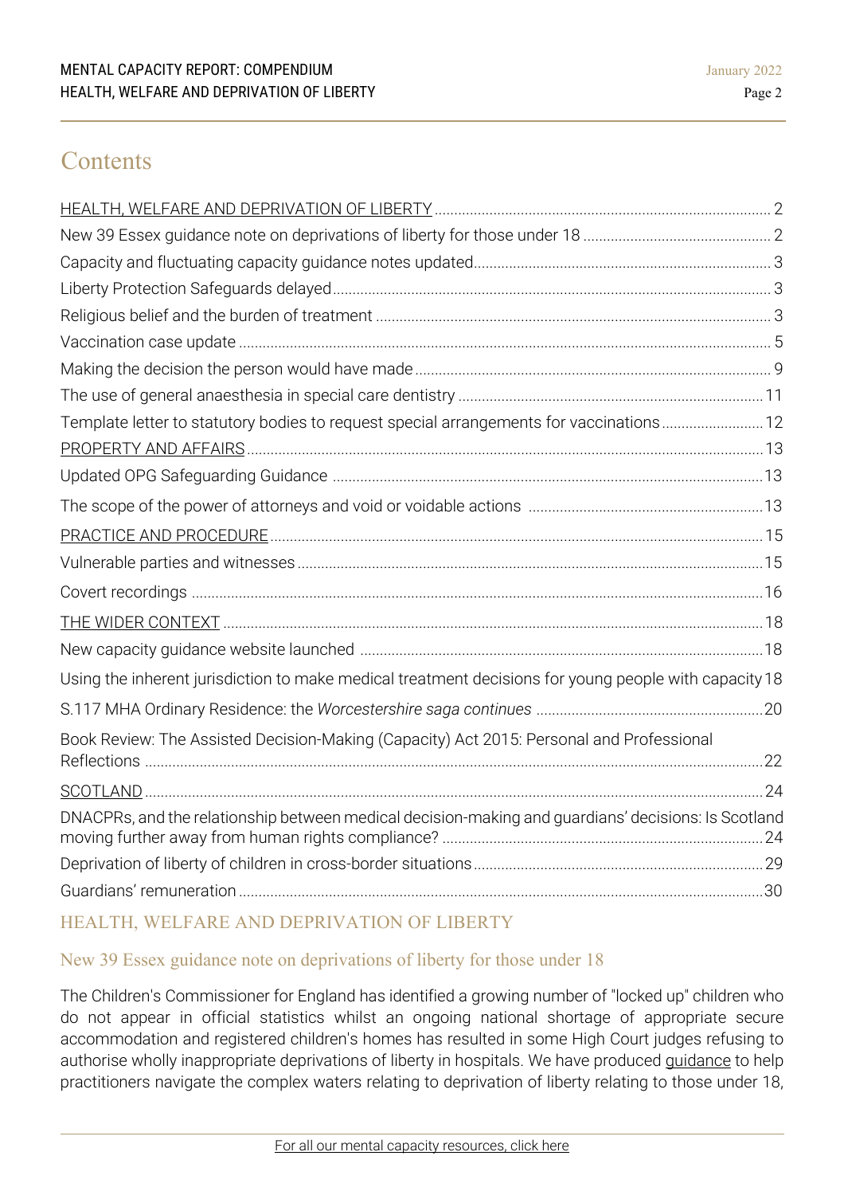# Contents

- HEALTH, WELFARE AND DEPRIVATION OF LIBERTY ..... 2
- New 39 Essex guidance note on deprivations of liberty for those under 18 ..... 2
- Capacity and fluctuating capacity guidance notes updated ..... 3
- Liberty Protection Safeguards delayed ..... 3
- Religious belief and the burden of treatment ..... 3
- Vaccination case update ..... 5
- Making the decision the person would have made ..... 9
- The use of general anaesthesia in special care dentistry ..... 11
- Template letter to statutory bodies to request special arrangements for vaccinations ..... 12
- PROPERTY AND AFFAIRS ..... 13
- Updated OPG Safeguarding Guidance ..... 13
- The scope of the power of attorneys and void or voidable actions ..... 13
- PRACTICE AND PROCEDURE ..... 15
- Vulnerable parties and witnesses ..... 15
- Covert recordings ..... 16
- THE WIDER CONTEXT ..... 18
- New capacity guidance website launched ..... 18
- Using the inherent jurisdiction to make medical treatment decisions for young people with capacity ..... 18
- S.117 MHA Ordinary Residence: the *Worcestershire saga continues* ..... 20
- Book Review: The Assisted Decision-Making (Capacity) Act 2015: Personal and Professional Reflections ..... 22
- SCOTLAND ..... 24
- DNACPRs, and the relationship between medical decision-making and guardians' decisions: Is Scotland moving further away from human rights compliance? ..... 24
- Deprivation of liberty of children in cross-border situations ..... 29
- Guardians' remuneration ..... 30

## HEALTH, WELFARE AND DEPRIVATION OF LIBERTY

### New 39 Essex guidance note on deprivations of liberty for those under 18

The Children's Commissioner for England has identified a growing number of "locked up" children who do not appear in official statistics whilst an ongoing national shortage of appropriate secure accommodation and registered children's homes has resulted in some High Court judges refusing to authorise wholly inappropriate deprivations of liberty in hospitals. We have produced guidance to help practitioners navigate the complex waters relating to deprivation of liberty relating to those under 18,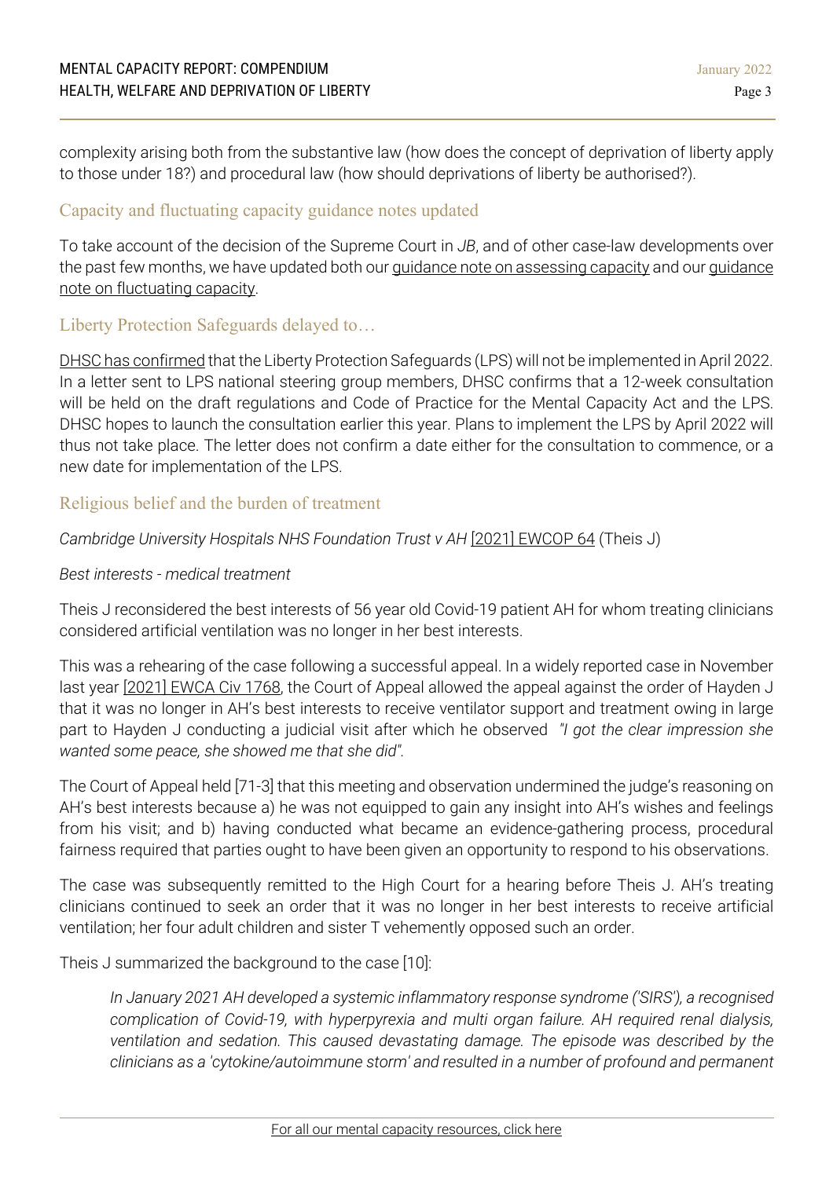complexity arising both from the substantive law (how does the concept of deprivation of liberty apply to those under 18?) and procedural law (how should deprivations of liberty be authorised?).

## Capacity and fluctuating capacity guidance notes updated

To take account of the decision of the Supreme Court in *JB*, and of other case-law developments over the past few months, we have updated both our guidance note on assessing capacity and our guidance note on fluctuating capacity.

## Liberty Protection Safeguards delayed to…

DHSC has confirmed that the Liberty Protection Safeguards (LPS) will not be implemented in April 2022. In a letter sent to LPS national steering group members, DHSC confirms that a 12-week consultation will be held on the draft regulations and Code of Practice for the Mental Capacity Act and the LPS. DHSC hopes to launch the consultation earlier this year. Plans to implement the LPS by April 2022 will thus not take place. The letter does not confirm a date either for the consultation to commence, or a new date for implementation of the LPS.

## Religious belief and the burden of treatment

*Cambridge University Hospitals NHS Foundation Trust v AH* [2021] EWCOP 64 (Theis J)

*Best interests - medical treatment*

Theis J reconsidered the best interests of 56 year old Covid-19 patient AH for whom treating clinicians considered artificial ventilation was no longer in her best interests.

This was a rehearing of the case following a successful appeal. In a widely reported case in November last year [2021] EWCA Civ 1768, the Court of Appeal allowed the appeal against the order of Hayden J that it was no longer in AH's best interests to receive ventilator support and treatment owing in large part to Hayden J conducting a judicial visit after which he observed *"I got the clear impression she wanted some peace, she showed me that she did".*

The Court of Appeal held [71-3] that this meeting and observation undermined the judge's reasoning on AH's best interests because a) he was not equipped to gain any insight into AH's wishes and feelings from his visit; and b) having conducted what became an evidence-gathering process, procedural fairness required that parties ought to have been given an opportunity to respond to his observations.

The case was subsequently remitted to the High Court for a hearing before Theis J. AH's treating clinicians continued to seek an order that it was no longer in her best interests to receive artificial ventilation; her four adult children and sister T vehemently opposed such an order.

Theis J summarized the background to the case [10]:

> *In January 2021 AH developed a systemic inflammatory response syndrome ('SIRS'), a recognised complication of Covid-19, with hyperpyrexia and multi organ failure. AH required renal dialysis, ventilation and sedation. This caused devastating damage. The episode was described by the clinicians as a 'cytokine/autoimmune storm' and resulted in a number of profound and permanent*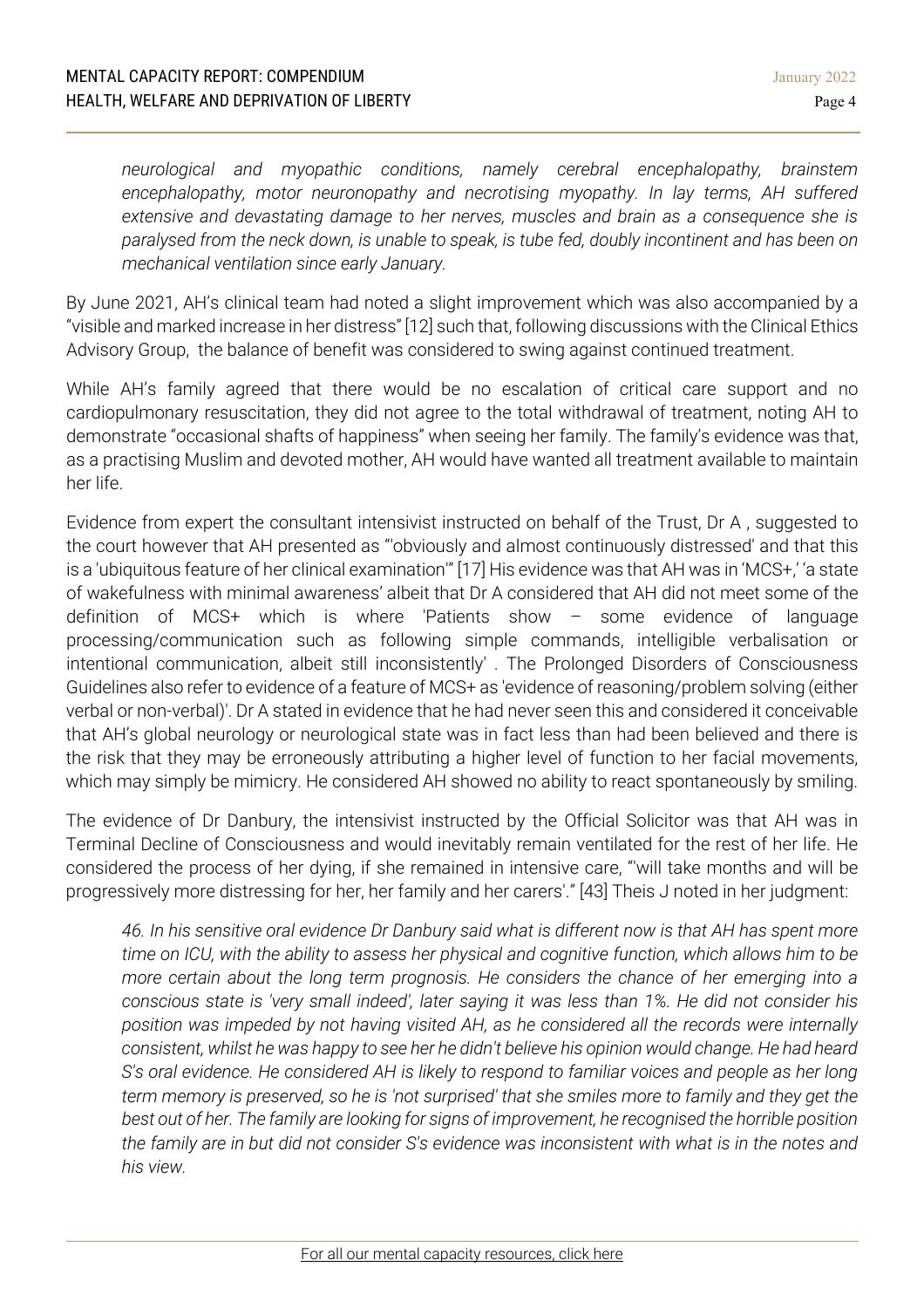*neurological and myopathic conditions, namely cerebral encephalopathy, brainstem encephalopathy, motor neuronopathy and necrotising myopathy. In lay terms, AH suffered extensive and devastating damage to her nerves, muscles and brain as a consequence she is paralysed from the neck down, is unable to speak, is tube fed, doubly incontinent and has been on mechanical ventilation since early January.*

By June 2021, AH's clinical team had noted a slight improvement which was also accompanied by a "visible and marked increase in her distress" [12] such that, following discussions with the Clinical Ethics Advisory Group, the balance of benefit was considered to swing against continued treatment.

While AH's family agreed that there would be no escalation of critical care support and no cardiopulmonary resuscitation, they did not agree to the total withdrawal of treatment, noting AH to demonstrate "occasional shafts of happiness" when seeing her family. The family's evidence was that, as a practising Muslim and devoted mother, AH would have wanted all treatment available to maintain her life.

Evidence from expert the consultant intensivist instructed on behalf of the Trust, Dr A , suggested to the court however that AH presented as "'obviously and almost continuously distressed' and that this is a 'ubiquitous feature of her clinical examination'" [17] His evidence was that AH was in 'MCS+,' 'a state of wakefulness with minimal awareness' albeit that Dr A considered that AH did not meet some of the definition of MCS+ which is where 'Patients show – some evidence of language processing/communication such as following simple commands, intelligible verbalisation or intentional communication, albeit still inconsistently' . The Prolonged Disorders of Consciousness Guidelines also refer to evidence of a feature of MCS+ as 'evidence of reasoning/problem solving (either verbal or non-verbal)'. Dr A stated in evidence that he had never seen this and considered it conceivable that AH's global neurology or neurological state was in fact less than had been believed and there is the risk that they may be erroneously attributing a higher level of function to her facial movements, which may simply be mimicry. He considered AH showed no ability to react spontaneously by smiling.

The evidence of Dr Danbury, the intensivist instructed by the Official Solicitor was that AH was in Terminal Decline of Consciousness and would inevitably remain ventilated for the rest of her life. He considered the process of her dying, if she remained in intensive care, "'will take months and will be progressively more distressing for her, her family and her carers'." [43] Theis J noted in her judgment:

*46. In his sensitive oral evidence Dr Danbury said what is different now is that AH has spent more time on ICU, with the ability to assess her physical and cognitive function, which allows him to be more certain about the long term prognosis. He considers the chance of her emerging into a conscious state is 'very small indeed', later saying it was less than 1%. He did not consider his position was impeded by not having visited AH, as he considered all the records were internally consistent, whilst he was happy to see her he didn't believe his opinion would change. He had heard S's oral evidence. He considered AH is likely to respond to familiar voices and people as her long term memory is preserved, so he is 'not surprised' that she smiles more to family and they get the best out of her. The family are looking for signs of improvement, he recognised the horrible position the family are in but did not consider S's evidence was inconsistent with what is in the notes and his view.*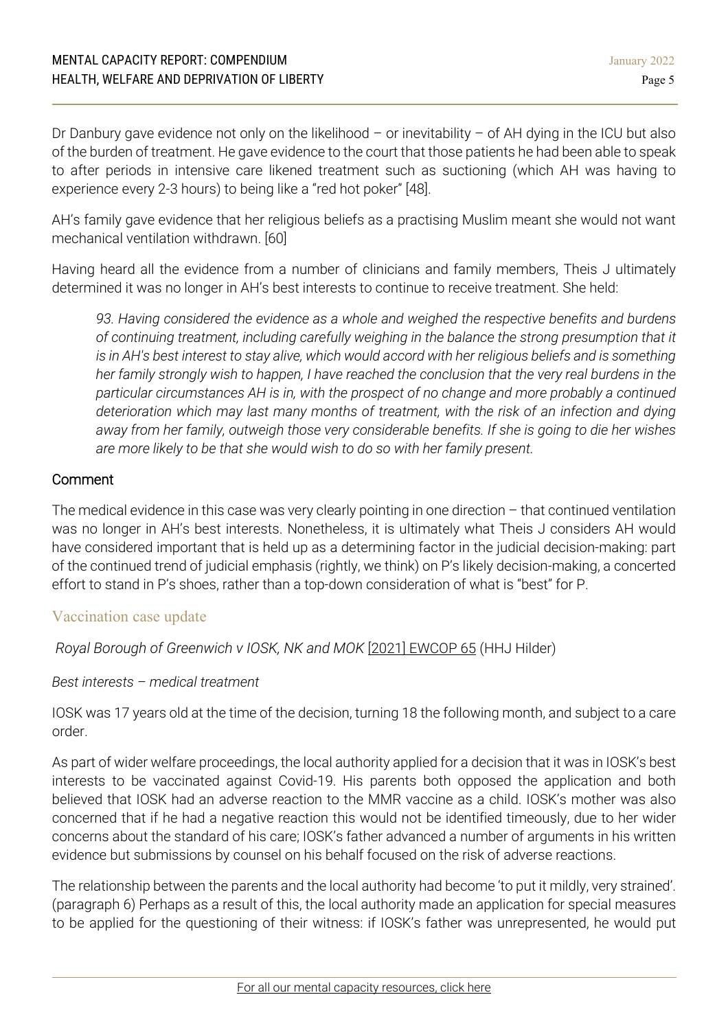Dr Danbury gave evidence not only on the likelihood – or inevitability – of AH dying in the ICU but also of the burden of treatment. He gave evidence to the court that those patients he had been able to speak to after periods in intensive care likened treatment such as suctioning (which AH was having to experience every 2-3 hours) to being like a "red hot poker" [48].

AH's family gave evidence that her religious beliefs as a practising Muslim meant she would not want mechanical ventilation withdrawn. [60]

Having heard all the evidence from a number of clinicians and family members, Theis J ultimately determined it was no longer in AH's best interests to continue to receive treatment. She held:

> *93. Having considered the evidence as a whole and weighed the respective benefits and burdens of continuing treatment, including carefully weighing in the balance the strong presumption that it is in AH's best interest to stay alive, which would accord with her religious beliefs and is something her family strongly wish to happen, I have reached the conclusion that the very real burdens in the particular circumstances AH is in, with the prospect of no change and more probably a continued deterioration which may last many months of treatment, with the risk of an infection and dying away from her family, outweigh those very considerable benefits. If she is going to die her wishes are more likely to be that she would wish to do so with her family present.*

### Comment

The medical evidence in this case was very clearly pointing in one direction – that continued ventilation was no longer in AH's best interests. Nonetheless, it is ultimately what Theis J considers AH would have considered important that is held up as a determining factor in the judicial decision-making: part of the continued trend of judicial emphasis (rightly, we think) on P's likely decision-making, a concerted effort to stand in P's shoes, rather than a top-down consideration of what is "best" for P.

## Vaccination case update

*Royal Borough of Greenwich v IOSK, NK and MOK* [2021] EWCOP 65 (HHJ Hilder)

*Best interests – medical treatment*

IOSK was 17 years old at the time of the decision, turning 18 the following month, and subject to a care order.

As part of wider welfare proceedings, the local authority applied for a decision that it was in IOSK's best interests to be vaccinated against Covid-19. His parents both opposed the application and both believed that IOSK had an adverse reaction to the MMR vaccine as a child. IOSK's mother was also concerned that if he had a negative reaction this would not be identified timeously, due to her wider concerns about the standard of his care; IOSK's father advanced a number of arguments in his written evidence but submissions by counsel on his behalf focused on the risk of adverse reactions.

The relationship between the parents and the local authority had become 'to put it mildly, very strained'. (paragraph 6) Perhaps as a result of this, the local authority made an application for special measures to be applied for the questioning of their witness: if IOSK's father was unrepresented, he would put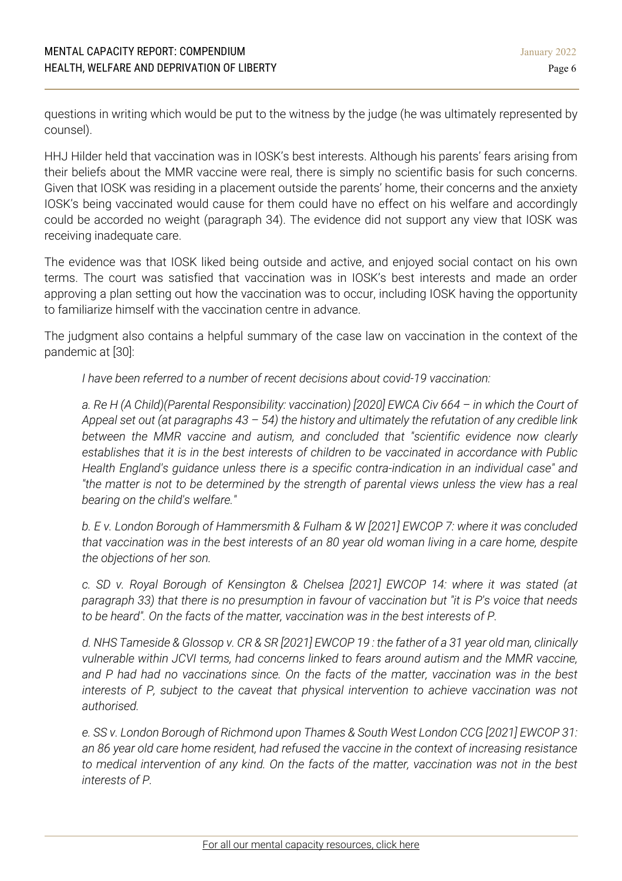questions in writing which would be put to the witness by the judge (he was ultimately represented by counsel).

HHJ Hilder held that vaccination was in IOSK's best interests. Although his parents' fears arising from their beliefs about the MMR vaccine were real, there is simply no scientific basis for such concerns. Given that IOSK was residing in a placement outside the parents' home, their concerns and the anxiety IOSK's being vaccinated would cause for them could have no effect on his welfare and accordingly could be accorded no weight (paragraph 34). The evidence did not support any view that IOSK was receiving inadequate care.

The evidence was that IOSK liked being outside and active, and enjoyed social contact on his own terms. The court was satisfied that vaccination was in IOSK's best interests and made an order approving a plan setting out how the vaccination was to occur, including IOSK having the opportunity to familiarize himself with the vaccination centre in advance.

The judgment also contains a helpful summary of the case law on vaccination in the context of the pandemic at [30]:

> *I have been referred to a number of recent decisions about covid-19 vaccination:*
>
> *a. Re H (A Child)(Parental Responsibility: vaccination) [2020] EWCA Civ 664 – in which the Court of Appeal set out (at paragraphs 43 – 54) the history and ultimately the refutation of any credible link between the MMR vaccine and autism, and concluded that "scientific evidence now clearly establishes that it is in the best interests of children to be vaccinated in accordance with Public Health England's guidance unless there is a specific contra-indication in an individual case" and "the matter is not to be determined by the strength of parental views unless the view has a real bearing on the child's welfare."*
>
> *b. E v. London Borough of Hammersmith & Fulham & W [2021] EWCOP 7: where it was concluded that vaccination was in the best interests of an 80 year old woman living in a care home, despite the objections of her son.*
>
> *c. SD v. Royal Borough of Kensington & Chelsea [2021] EWCOP 14: where it was stated (at paragraph 33) that there is no presumption in favour of vaccination but "it is P's voice that needs to be heard". On the facts of the matter, vaccination was in the best interests of P.*
>
> *d. NHS Tameside & Glossop v. CR & SR [2021] EWCOP 19 : the father of a 31 year old man, clinically vulnerable within JCVI terms, had concerns linked to fears around autism and the MMR vaccine, and P had had no vaccinations since. On the facts of the matter, vaccination was in the best interests of P, subject to the caveat that physical intervention to achieve vaccination was not authorised.*
>
> *e. SS v. London Borough of Richmond upon Thames & South West London CCG [2021] EWCOP 31: an 86 year old care home resident, had refused the vaccine in the context of increasing resistance to medical intervention of any kind. On the facts of the matter, vaccination was not in the best interests of P.*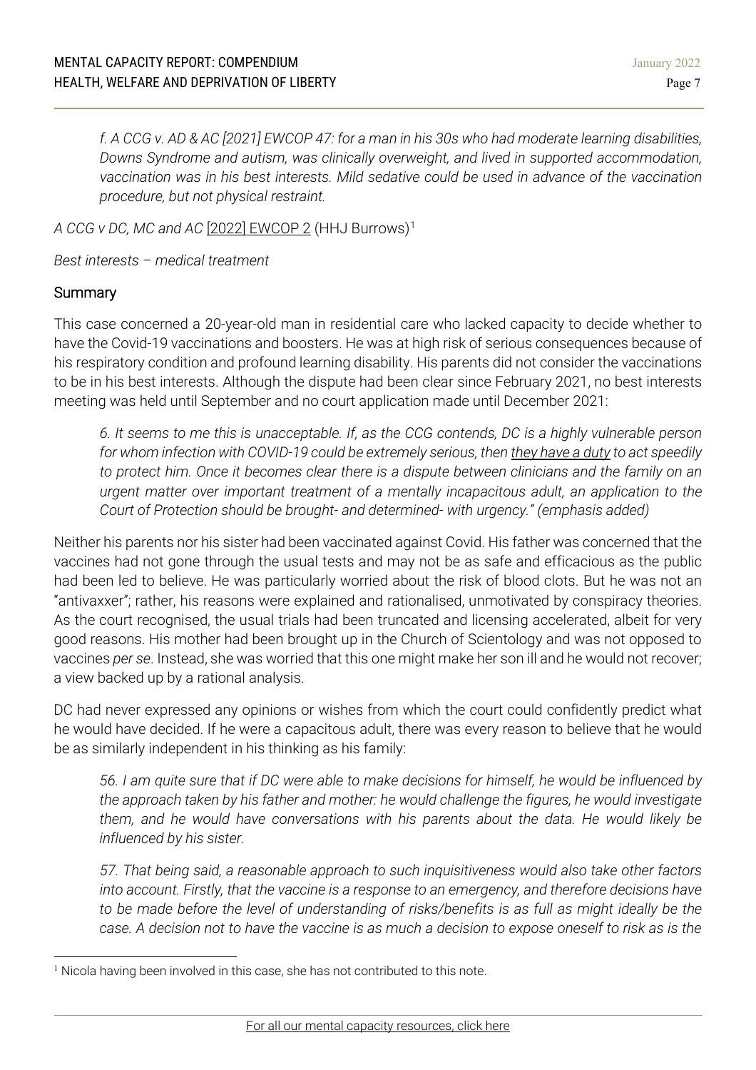*f. A CCG v. AD & AC [2021] EWCOP 47: for a man in his 30s who had moderate learning disabilities, Downs Syndrome and autism, was clinically overweight, and lived in supported accommodation, vaccination was in his best interests. Mild sedative could be used in advance of the vaccination procedure, but not physical restraint.*

*A CCG v DC, MC and AC* [2022] EWCOP 2 (HHJ Burrows)[1]

*Best interests – medical treatment*

## Summary

This case concerned a 20-year-old man in residential care who lacked capacity to decide whether to have the Covid-19 vaccinations and boosters. He was at high risk of serious consequences because of his respiratory condition and profound learning disability. His parents did not consider the vaccinations to be in his best interests. Although the dispute had been clear since February 2021, no best interests meeting was held until September and no court application made until December 2021:

> *6. It seems to me this is unacceptable. If, as the CCG contends, DC is a highly vulnerable person for whom infection with COVID-19 could be extremely serious, then they have a duty to act speedily to protect him. Once it becomes clear there is a dispute between clinicians and the family on an urgent matter over important treatment of a mentally incapacitous adult, an application to the Court of Protection should be brought- and determined- with urgency." (emphasis added)*

Neither his parents nor his sister had been vaccinated against Covid. His father was concerned that the vaccines had not gone through the usual tests and may not be as safe and efficacious as the public had been led to believe. He was particularly worried about the risk of blood clots. But he was not an "antivaxxer"; rather, his reasons were explained and rationalised, unmotivated by conspiracy theories. As the court recognised, the usual trials had been truncated and licensing accelerated, albeit for very good reasons. His mother had been brought up in the Church of Scientology and was not opposed to vaccines *per se*. Instead, she was worried that this one might make her son ill and he would not recover; a view backed up by a rational analysis.

DC had never expressed any opinions or wishes from which the court could confidently predict what he would have decided. If he were a capacitous adult, there was every reason to believe that he would be as similarly independent in his thinking as his family:

> *56. I am quite sure that if DC were able to make decisions for himself, he would be influenced by the approach taken by his father and mother: he would challenge the figures, he would investigate them, and he would have conversations with his parents about the data. He would likely be influenced by his sister.*
>
> *57. That being said, a reasonable approach to such inquisitiveness would also take other factors into account. Firstly, that the vaccine is a response to an emergency, and therefore decisions have to be made before the level of understanding of risks/benefits is as full as might ideally be the case. A decision not to have the vaccine is as much a decision to expose oneself to risk as is the*

---

[1] Nicola having been involved in this case, she has not contributed to this note.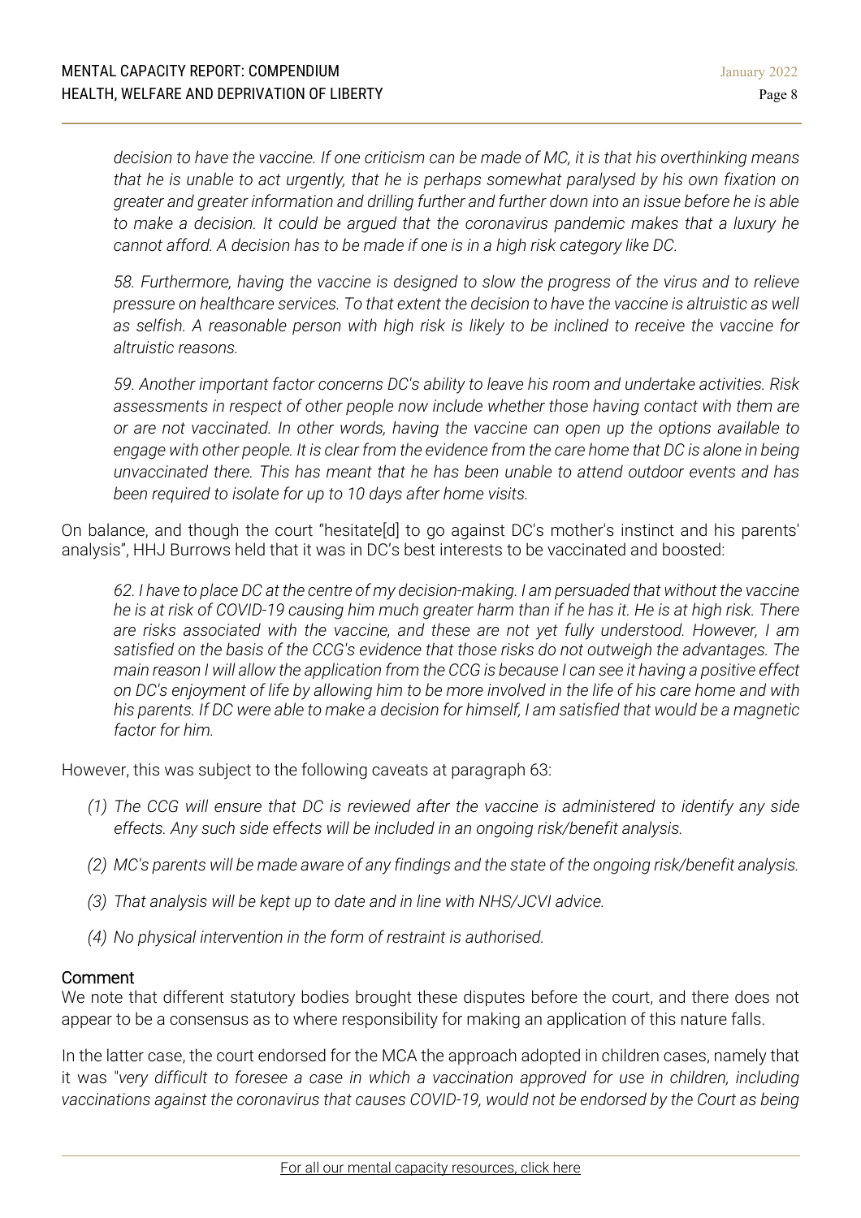*decision to have the vaccine. If one criticism can be made of MC, it is that his overthinking means that he is unable to act urgently, that he is perhaps somewhat paralysed by his own fixation on greater and greater information and drilling further and further down into an issue before he is able to make a decision. It could be argued that the coronavirus pandemic makes that a luxury he cannot afford. A decision has to be made if one is in a high risk category like DC.*

*58. Furthermore, having the vaccine is designed to slow the progress of the virus and to relieve pressure on healthcare services. To that extent the decision to have the vaccine is altruistic as well as selfish. A reasonable person with high risk is likely to be inclined to receive the vaccine for altruistic reasons.*

*59. Another important factor concerns DC's ability to leave his room and undertake activities. Risk assessments in respect of other people now include whether those having contact with them are or are not vaccinated. In other words, having the vaccine can open up the options available to engage with other people. It is clear from the evidence from the care home that DC is alone in being unvaccinated there. This has meant that he has been unable to attend outdoor events and has been required to isolate for up to 10 days after home visits.*

On balance, and though the court "hesitate[d] to go against DC's mother's instinct and his parents' analysis", HHJ Burrows held that it was in DC's best interests to be vaccinated and boosted:

*62. I have to place DC at the centre of my decision-making. I am persuaded that without the vaccine he is at risk of COVID-19 causing him much greater harm than if he has it. He is at high risk. There are risks associated with the vaccine, and these are not yet fully understood. However, I am satisfied on the basis of the CCG's evidence that those risks do not outweigh the advantages. The main reason I will allow the application from the CCG is because I can see it having a positive effect on DC's enjoyment of life by allowing him to be more involved in the life of his care home and with his parents. If DC were able to make a decision for himself, I am satisfied that would be a magnetic factor for him.*

However, this was subject to the following caveats at paragraph 63:

*(1) The CCG will ensure that DC is reviewed after the vaccine is administered to identify any side effects. Any such side effects will be included in an ongoing risk/benefit analysis.*

*(2) MC's parents will be made aware of any findings and the state of the ongoing risk/benefit analysis.*

*(3) That analysis will be kept up to date and in line with NHS/JCVI advice.*

*(4) No physical intervention in the form of restraint is authorised.*

## Comment

We note that different statutory bodies brought these disputes before the court, and there does not appear to be a consensus as to where responsibility for making an application of this nature falls.

In the latter case, the court endorsed for the MCA the approach adopted in children cases, namely that it was "*very difficult to foresee a case in which a vaccination approved for use in children, including vaccinations against the coronavirus that causes COVID-19, would not be endorsed by the Court as being*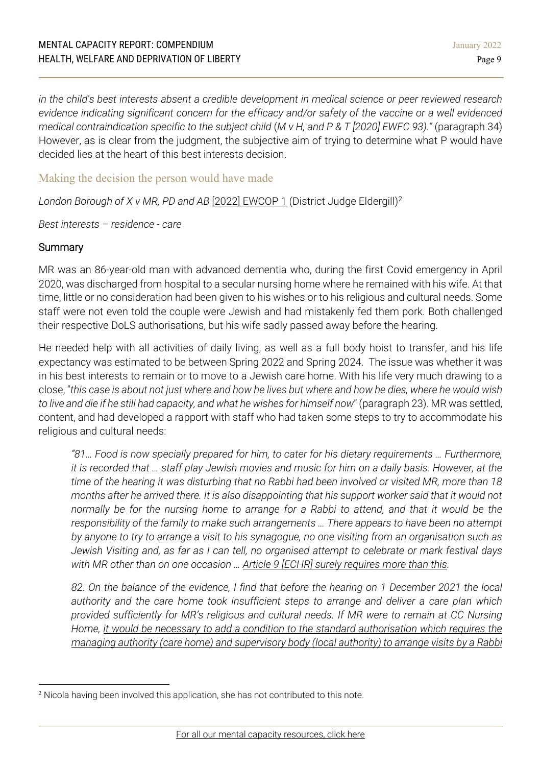*in the child's best interests absent a credible development in medical science or peer reviewed research evidence indicating significant concern for the efficacy and/or safety of the vaccine or a well evidenced medical contraindication specific to the subject child (M v H, and P & T [2020] EWFC 93)."* (paragraph 34) However, as is clear from the judgment, the subjective aim of trying to determine what P would have decided lies at the heart of this best interests decision.

## Making the decision the person would have made

*London Borough of X v MR, PD and AB* [2022] EWCOP 1 (District Judge Eldergill)[2]

*Best interests – residence - care*

### Summary

MR was an 86-year-old man with advanced dementia who, during the first Covid emergency in April 2020, was discharged from hospital to a secular nursing home where he remained with his wife. At that time, little or no consideration had been given to his wishes or to his religious and cultural needs. Some staff were not even told the couple were Jewish and had mistakenly fed them pork. Both challenged their respective DoLS authorisations, but his wife sadly passed away before the hearing.

He needed help with all activities of daily living, as well as a full body hoist to transfer, and his life expectancy was estimated to be between Spring 2022 and Spring 2024. The issue was whether it was in his best interests to remain or to move to a Jewish care home. With his life very much drawing to a close, "*this case is about not just where and how he lives but where and how he dies, where he would wish to live and die if he still had capacity, and what he wishes for himself now*" (paragraph 23). MR was settled, content, and had developed a rapport with staff who had taken some steps to try to accommodate his religious and cultural needs:

> *"81… Food is now specially prepared for him, to cater for his dietary requirements … Furthermore, it is recorded that … staff play Jewish movies and music for him on a daily basis. However, at the time of the hearing it was disturbing that no Rabbi had been involved or visited MR, more than 18 months after he arrived there. It is also disappointing that his support worker said that it would not normally be for the nursing home to arrange for a Rabbi to attend, and that it would be the responsibility of the family to make such arrangements … There appears to have been no attempt by anyone to try to arrange a visit to his synagogue, no one visiting from an organisation such as Jewish Visiting and, as far as I can tell, no organised attempt to celebrate or mark festival days with MR other than on one occasion … Article 9 [ECHR] surely requires more than this.*
>
> *82. On the balance of the evidence, I find that before the hearing on 1 December 2021 the local authority and the care home took insufficient steps to arrange and deliver a care plan which provided sufficiently for MR's religious and cultural needs. If MR were to remain at CC Nursing Home, it would be necessary to add a condition to the standard authorisation which requires the managing authority (care home) and supervisory body (local authority) to arrange visits by a Rabbi*

---

[2] Nicola having been involved this application, she has not contributed to this note.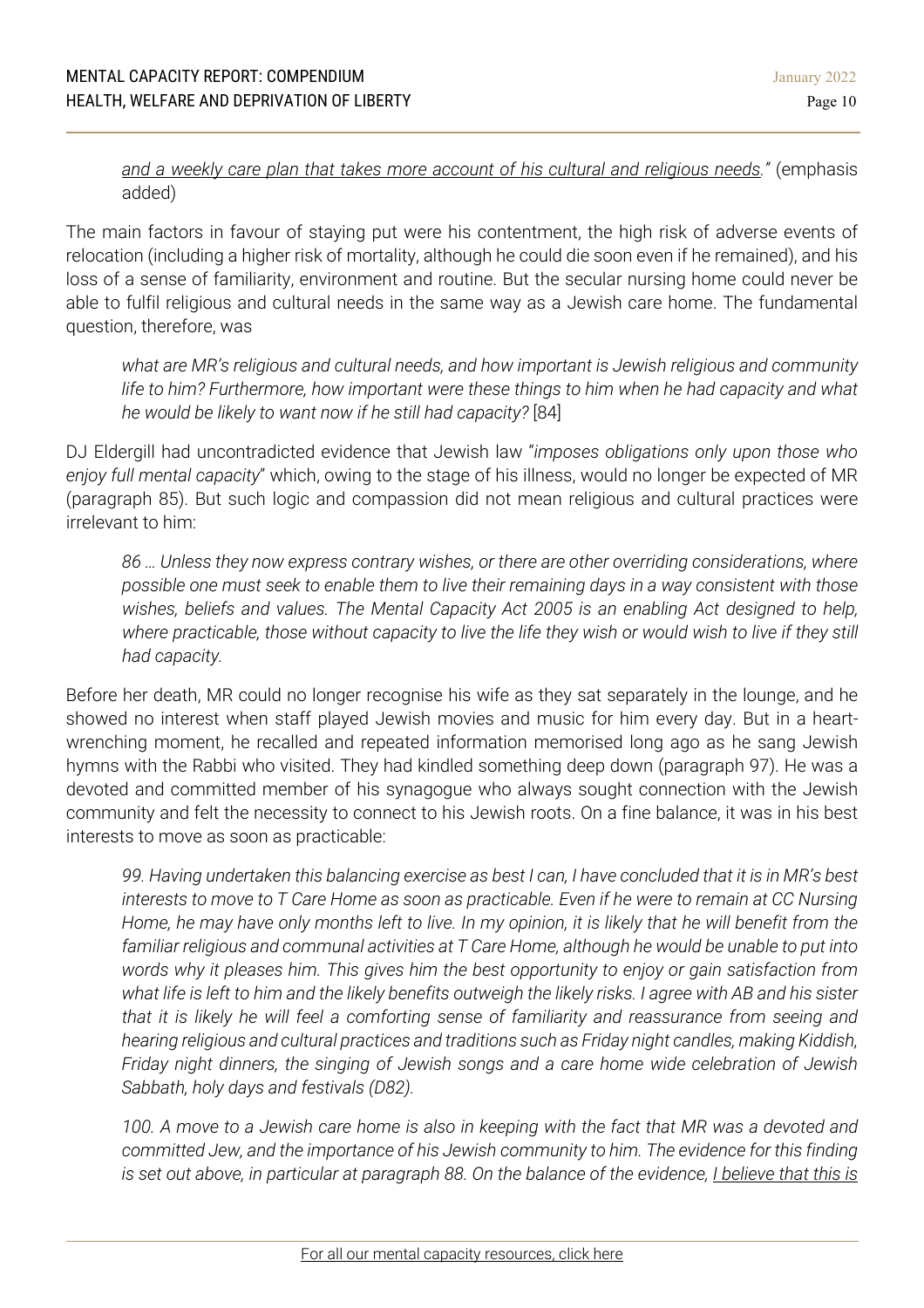> *and a weekly care plan that takes more account of his cultural and religious needs."* (emphasis added)

The main factors in favour of staying put were his contentment, the high risk of adverse events of relocation (including a higher risk of mortality, although he could die soon even if he remained), and his loss of a sense of familiarity, environment and routine. But the secular nursing home could never be able to fulfil religious and cultural needs in the same way as a Jewish care home. The fundamental question, therefore, was

> *what are MR's religious and cultural needs, and how important is Jewish religious and community life to him? Furthermore, how important were these things to him when he had capacity and what he would be likely to want now if he still had capacity?* [84]

DJ Eldergill had uncontradicted evidence that Jewish law "*imposes obligations only upon those who enjoy full mental capacity*" which, owing to the stage of his illness, would no longer be expected of MR (paragraph 85). But such logic and compassion did not mean religious and cultural practices were irrelevant to him:

> *86 … Unless they now express contrary wishes, or there are other overriding considerations, where possible one must seek to enable them to live their remaining days in a way consistent with those wishes, beliefs and values. The Mental Capacity Act 2005 is an enabling Act designed to help, where practicable, those without capacity to live the life they wish or would wish to live if they still had capacity.*

Before her death, MR could no longer recognise his wife as they sat separately in the lounge, and he showed no interest when staff played Jewish movies and music for him every day. But in a heart-wrenching moment, he recalled and repeated information memorised long ago as he sang Jewish hymns with the Rabbi who visited. They had kindled something deep down (paragraph 97). He was a devoted and committed member of his synagogue who always sought connection with the Jewish community and felt the necessity to connect to his Jewish roots. On a fine balance, it was in his best interests to move as soon as practicable:

> *99. Having undertaken this balancing exercise as best I can, I have concluded that it is in MR's best interests to move to T Care Home as soon as practicable. Even if he were to remain at CC Nursing Home, he may have only months left to live. In my opinion, it is likely that he will benefit from the familiar religious and communal activities at T Care Home, although he would be unable to put into words why it pleases him. This gives him the best opportunity to enjoy or gain satisfaction from what life is left to him and the likely benefits outweigh the likely risks. I agree with AB and his sister that it is likely he will feel a comforting sense of familiarity and reassurance from seeing and hearing religious and cultural practices and traditions such as Friday night candles, making Kiddish, Friday night dinners, the singing of Jewish songs and a care home wide celebration of Jewish Sabbath, holy days and festivals (D82).*
>
> *100. A move to a Jewish care home is also in keeping with the fact that MR was a devoted and committed Jew, and the importance of his Jewish community to him. The evidence for this finding is set out above, in particular at paragraph 88. On the balance of the evidence, I believe that this is*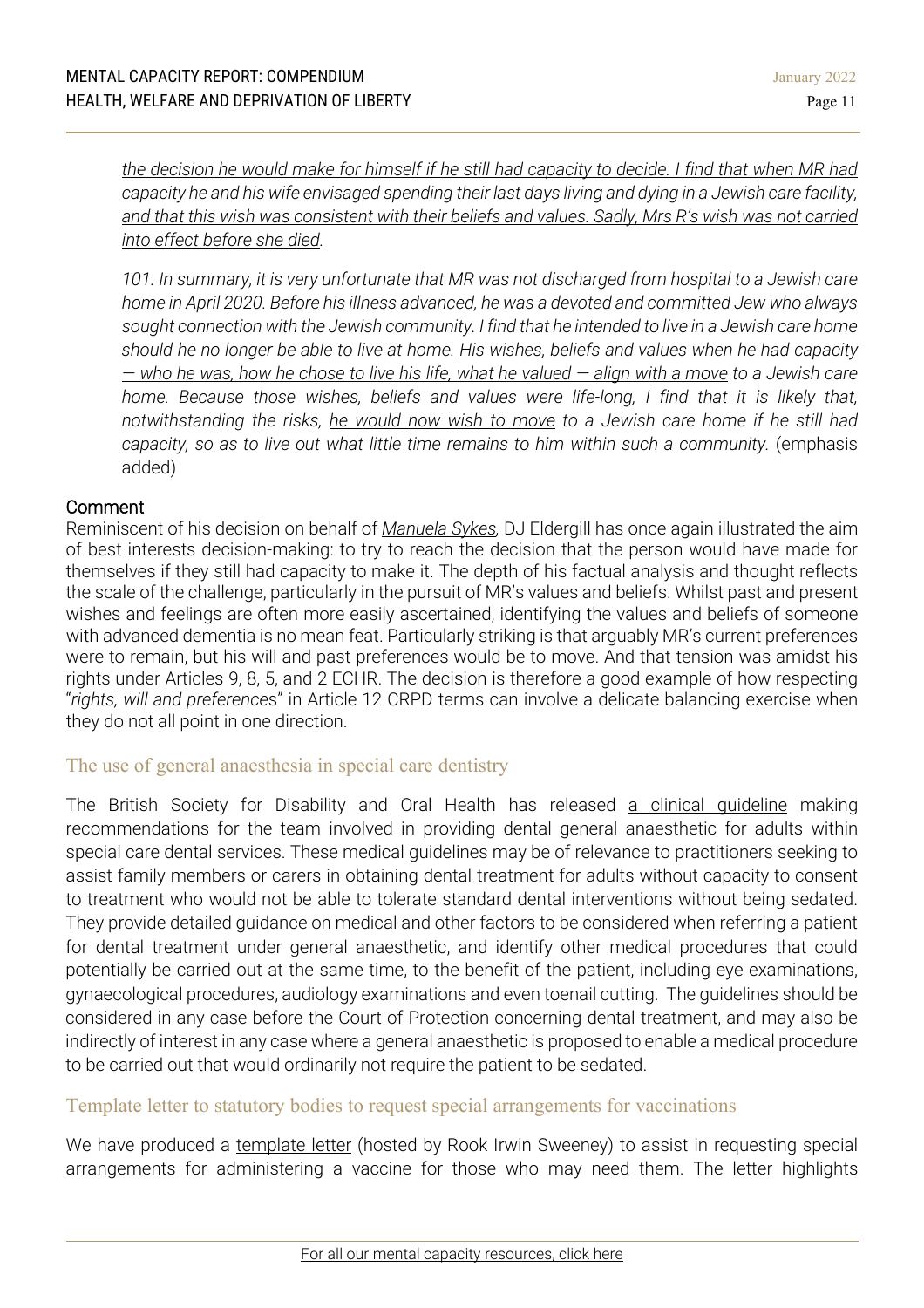*the decision he would make for himself if he still had capacity to decide. I find that when MR had capacity he and his wife envisaged spending their last days living and dying in a Jewish care facility, and that this wish was consistent with their beliefs and values. Sadly, Mrs R's wish was not carried into effect before she died.*

*101. In summary, it is very unfortunate that MR was not discharged from hospital to a Jewish care home in April 2020. Before his illness advanced, he was a devoted and committed Jew who always sought connection with the Jewish community. I find that he intended to live in a Jewish care home should he no longer be able to live at home. His wishes, beliefs and values when he had capacity — who he was, how he chose to live his life, what he valued — align with a move to a Jewish care home. Because those wishes, beliefs and values were life-long, I find that it is likely that, notwithstanding the risks, he would now wish to move to a Jewish care home if he still had capacity, so as to live out what little time remains to him within such a community.* (emphasis added)

### Comment

Reminiscent of his decision on behalf of *Manuela Sykes*, DJ Eldergill has once again illustrated the aim of best interests decision-making: to try to reach the decision that the person would have made for themselves if they still had capacity to make it. The depth of his factual analysis and thought reflects the scale of the challenge, particularly in the pursuit of MR's values and beliefs. Whilst past and present wishes and feelings are often more easily ascertained, identifying the values and beliefs of someone with advanced dementia is no mean feat. Particularly striking is that arguably MR's current preferences were to remain, but his will and past preferences would be to move. And that tension was amidst his rights under Articles 9, 8, 5, and 2 ECHR. The decision is therefore a good example of how respecting "*rights, will and preferences*" in Article 12 CRPD terms can involve a delicate balancing exercise when they do not all point in one direction.

## The use of general anaesthesia in special care dentistry

The British Society for Disability and Oral Health has released a clinical guideline making recommendations for the team involved in providing dental general anaesthetic for adults within special care dental services. These medical guidelines may be of relevance to practitioners seeking to assist family members or carers in obtaining dental treatment for adults without capacity to consent to treatment who would not be able to tolerate standard dental interventions without being sedated. They provide detailed guidance on medical and other factors to be considered when referring a patient for dental treatment under general anaesthetic, and identify other medical procedures that could potentially be carried out at the same time, to the benefit of the patient, including eye examinations, gynaecological procedures, audiology examinations and even toenail cutting. The guidelines should be considered in any case before the Court of Protection concerning dental treatment, and may also be indirectly of interest in any case where a general anaesthetic is proposed to enable a medical procedure to be carried out that would ordinarily not require the patient to be sedated.

## Template letter to statutory bodies to request special arrangements for vaccinations

We have produced a template letter (hosted by Rook Irwin Sweeney) to assist in requesting special arrangements for administering a vaccine for those who may need them. The letter highlights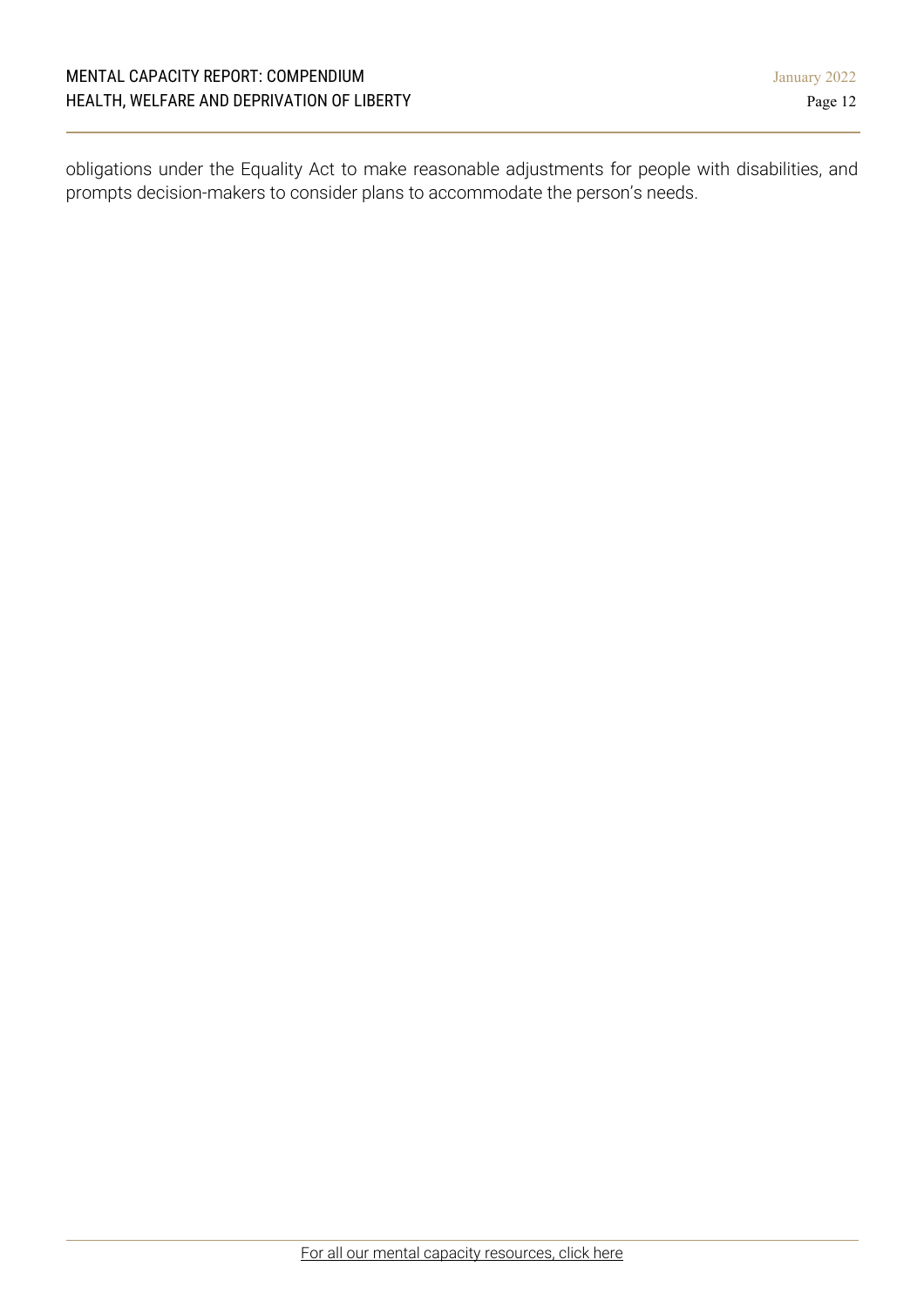obligations under the Equality Act to make reasonable adjustments for people with disabilities, and prompts decision-makers to consider plans to accommodate the person's needs.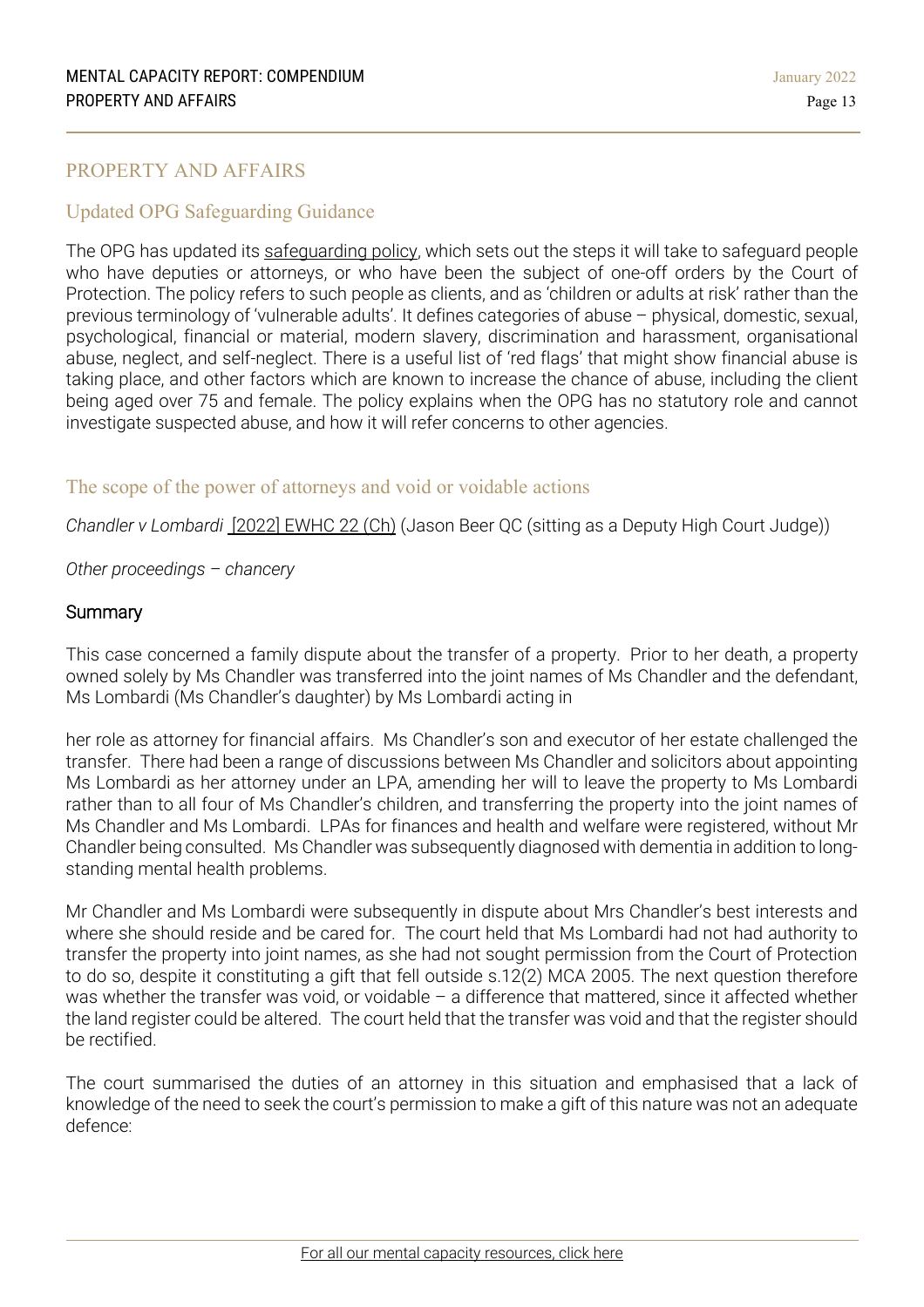# PROPERTY AND AFFAIRS

## Updated OPG Safeguarding Guidance

The OPG has updated its safeguarding policy, which sets out the steps it will take to safeguard people who have deputies or attorneys, or who have been the subject of one-off orders by the Court of Protection. The policy refers to such people as clients, and as 'children or adults at risk' rather than the previous terminology of 'vulnerable adults'. It defines categories of abuse – physical, domestic, sexual, psychological, financial or material, modern slavery, discrimination and harassment, organisational abuse, neglect, and self-neglect. There is a useful list of 'red flags' that might show financial abuse is taking place, and other factors which are known to increase the chance of abuse, including the client being aged over 75 and female. The policy explains when the OPG has no statutory role and cannot investigate suspected abuse, and how it will refer concerns to other agencies.

## The scope of the power of attorneys and void or voidable actions

*Chandler v Lombardi* [2022] EWHC 22 (Ch) (Jason Beer QC (sitting as a Deputy High Court Judge))

*Other proceedings – chancery*

### Summary

This case concerned a family dispute about the transfer of a property. Prior to her death, a property owned solely by Ms Chandler was transferred into the joint names of Ms Chandler and the defendant, Ms Lombardi (Ms Chandler's daughter) by Ms Lombardi acting in her role as attorney for financial affairs. Ms Chandler's son and executor of her estate challenged the transfer. There had been a range of discussions between Ms Chandler and solicitors about appointing Ms Lombardi as her attorney under an LPA, amending her will to leave the property to Ms Lombardi rather than to all four of Ms Chandler's children, and transferring the property into the joint names of Ms Chandler and Ms Lombardi. LPAs for finances and health and welfare were registered, without Mr Chandler being consulted. Ms Chandler was subsequently diagnosed with dementia in addition to long-standing mental health problems.

Mr Chandler and Ms Lombardi were subsequently in dispute about Mrs Chandler's best interests and where she should reside and be cared for. The court held that Ms Lombardi had not had authority to transfer the property into joint names, as she had not sought permission from the Court of Protection to do so, despite it constituting a gift that fell outside s.12(2) MCA 2005. The next question therefore was whether the transfer was void, or voidable – a difference that mattered, since it affected whether the land register could be altered. The court held that the transfer was void and that the register should be rectified.

The court summarised the duties of an attorney in this situation and emphasised that a lack of knowledge of the need to seek the court's permission to make a gift of this nature was not an adequate defence: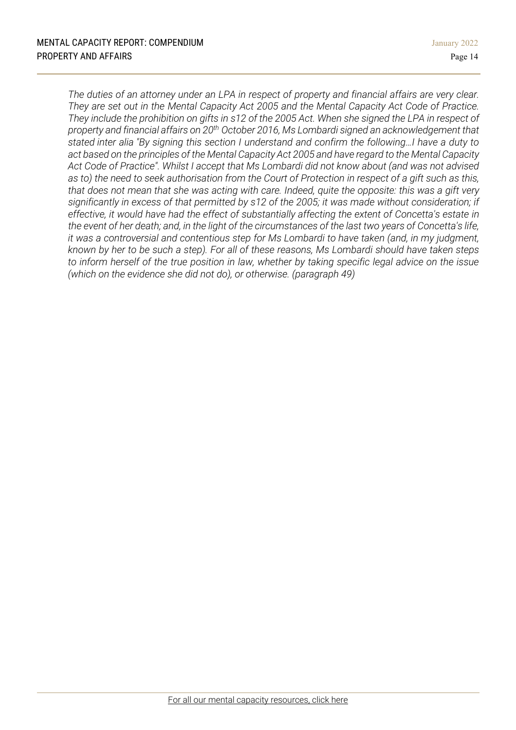*The duties of an attorney under an LPA in respect of property and financial affairs are very clear. They are set out in the Mental Capacity Act 2005 and the Mental Capacity Act Code of Practice. They include the prohibition on gifts in s12 of the 2005 Act. When she signed the LPA in respect of property and financial affairs on 20th October 2016, Ms Lombardi signed an acknowledgement that stated inter alia "By signing this section I understand and confirm the following…I have a duty to act based on the principles of the Mental Capacity Act 2005 and have regard to the Mental Capacity Act Code of Practice". Whilst I accept that Ms Lombardi did not know about (and was not advised as to) the need to seek authorisation from the Court of Protection in respect of a gift such as this, that does not mean that she was acting with care. Indeed, quite the opposite: this was a gift very significantly in excess of that permitted by s12 of the 2005; it was made without consideration; if effective, it would have had the effect of substantially affecting the extent of Concetta's estate in the event of her death; and, in the light of the circumstances of the last two years of Concetta's life, it was a controversial and contentious step for Ms Lombardi to have taken (and, in my judgment, known by her to be such a step). For all of these reasons, Ms Lombardi should have taken steps to inform herself of the true position in law, whether by taking specific legal advice on the issue (which on the evidence she did not do), or otherwise. (paragraph 49)*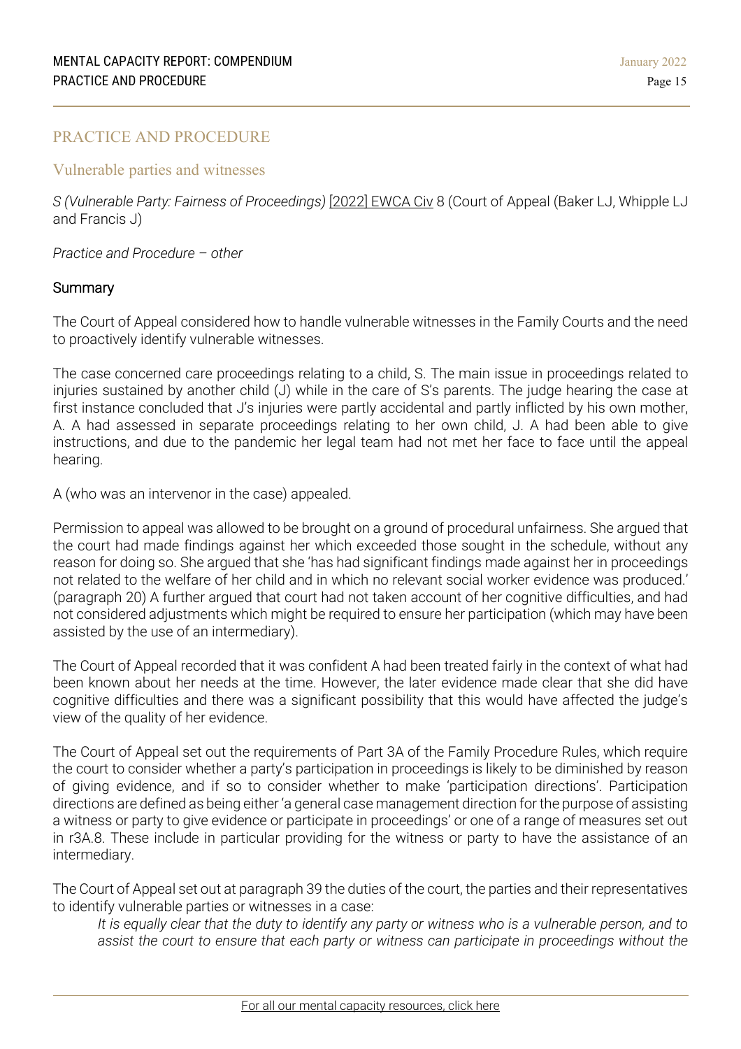## PRACTICE AND PROCEDURE

### Vulnerable parties and witnesses

*S (Vulnerable Party: Fairness of Proceedings)* [2022] EWCA Civ 8 (Court of Appeal (Baker LJ, Whipple LJ and Francis J)

*Practice and Procedure – other*

#### Summary

The Court of Appeal considered how to handle vulnerable witnesses in the Family Courts and the need to proactively identify vulnerable witnesses.

The case concerned care proceedings relating to a child, S. The main issue in proceedings related to injuries sustained by another child (J) while in the care of S's parents. The judge hearing the case at first instance concluded that J's injuries were partly accidental and partly inflicted by his own mother, A. A had assessed in separate proceedings relating to her own child, J. A had been able to give instructions, and due to the pandemic her legal team had not met her face to face until the appeal hearing.

A (who was an intervenor in the case) appealed.

Permission to appeal was allowed to be brought on a ground of procedural unfairness. She argued that the court had made findings against her which exceeded those sought in the schedule, without any reason for doing so. She argued that she 'has had significant findings made against her in proceedings not related to the welfare of her child and in which no relevant social worker evidence was produced.' (paragraph 20) A further argued that court had not taken account of her cognitive difficulties, and had not considered adjustments which might be required to ensure her participation (which may have been assisted by the use of an intermediary).

The Court of Appeal recorded that it was confident A had been treated fairly in the context of what had been known about her needs at the time. However, the later evidence made clear that she did have cognitive difficulties and there was a significant possibility that this would have affected the judge's view of the quality of her evidence.

The Court of Appeal set out the requirements of Part 3A of the Family Procedure Rules, which require the court to consider whether a party's participation in proceedings is likely to be diminished by reason of giving evidence, and if so to consider whether to make 'participation directions'. Participation directions are defined as being either 'a general case management direction for the purpose of assisting a witness or party to give evidence or participate in proceedings' or one of a range of measures set out in r3A.8. These include in particular providing for the witness or party to have the assistance of an intermediary.

The Court of Appeal set out at paragraph 39 the duties of the court, the parties and their representatives to identify vulnerable parties or witnesses in a case:

> *It is equally clear that the duty to identify any party or witness who is a vulnerable person, and to assist the court to ensure that each party or witness can participate in proceedings without the*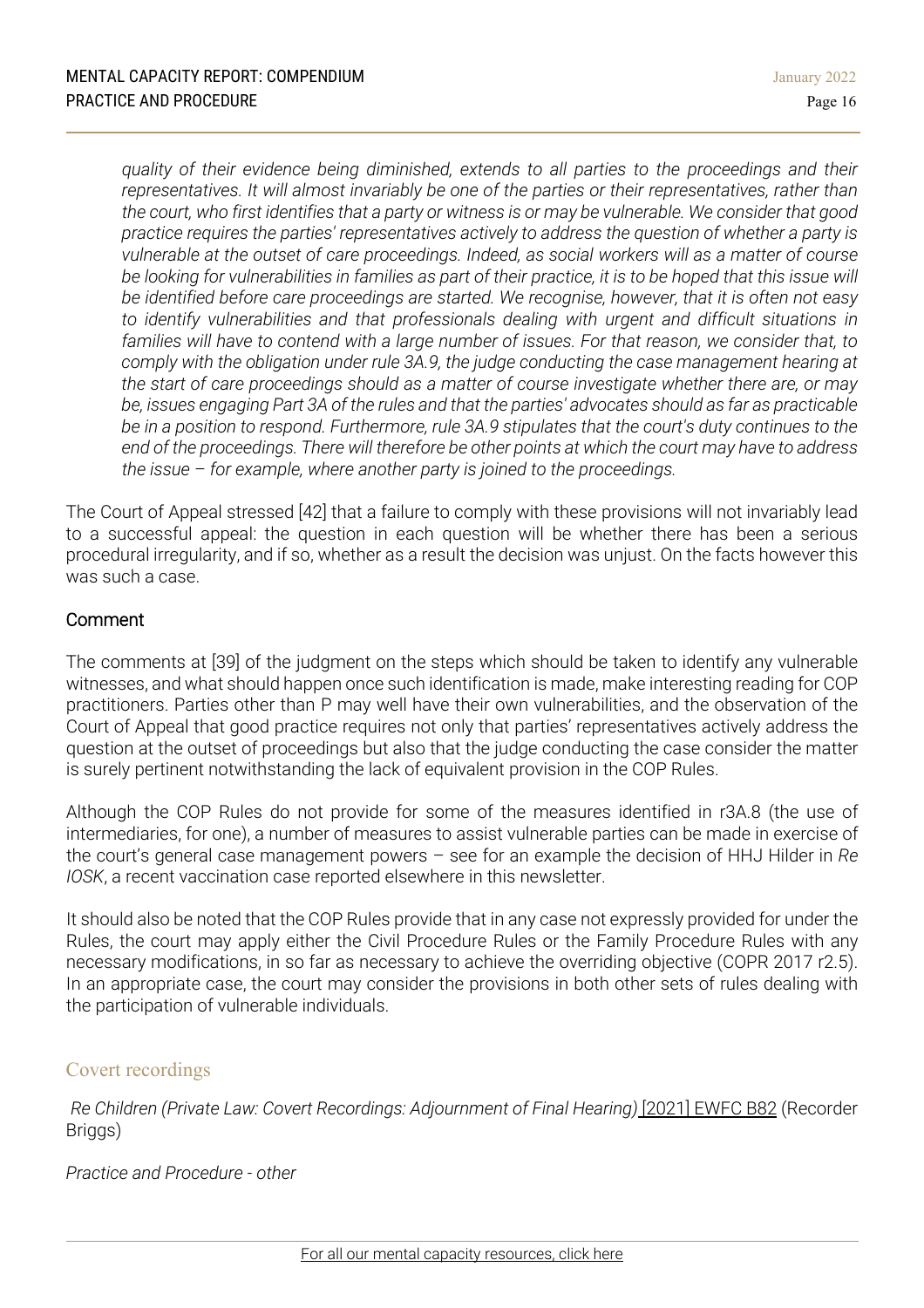*quality of their evidence being diminished, extends to all parties to the proceedings and their representatives. It will almost invariably be one of the parties or their representatives, rather than the court, who first identifies that a party or witness is or may be vulnerable. We consider that good practice requires the parties' representatives actively to address the question of whether a party is vulnerable at the outset of care proceedings. Indeed, as social workers will as a matter of course be looking for vulnerabilities in families as part of their practice, it is to be hoped that this issue will be identified before care proceedings are started. We recognise, however, that it is often not easy to identify vulnerabilities and that professionals dealing with urgent and difficult situations in families will have to contend with a large number of issues. For that reason, we consider that, to comply with the obligation under rule 3A.9, the judge conducting the case management hearing at the start of care proceedings should as a matter of course investigate whether there are, or may be, issues engaging Part 3A of the rules and that the parties' advocates should as far as practicable be in a position to respond. Furthermore, rule 3A.9 stipulates that the court's duty continues to the end of the proceedings. There will therefore be other points at which the court may have to address the issue – for example, where another party is joined to the proceedings.*

The Court of Appeal stressed [42] that a failure to comply with these provisions will not invariably lead to a successful appeal: the question in each question will be whether there has been a serious procedural irregularity, and if so, whether as a result the decision was unjust. On the facts however this was such a case.

### Comment

The comments at [39] of the judgment on the steps which should be taken to identify any vulnerable witnesses, and what should happen once such identification is made, make interesting reading for COP practitioners. Parties other than P may well have their own vulnerabilities, and the observation of the Court of Appeal that good practice requires not only that parties' representatives actively address the question at the outset of proceedings but also that the judge conducting the case consider the matter is surely pertinent notwithstanding the lack of equivalent provision in the COP Rules.

Although the COP Rules do not provide for some of the measures identified in r3A.8 (the use of intermediaries, for one), a number of measures to assist vulnerable parties can be made in exercise of the court's general case management powers – see for an example the decision of HHJ Hilder in *Re IOSK*, a recent vaccination case reported elsewhere in this newsletter.

It should also be noted that the COP Rules provide that in any case not expressly provided for under the Rules, the court may apply either the Civil Procedure Rules or the Family Procedure Rules with any necessary modifications, in so far as necessary to achieve the overriding objective (COPR 2017 r2.5). In an appropriate case, the court may consider the provisions in both other sets of rules dealing with the participation of vulnerable individuals.

## Covert recordings

*Re Children (Private Law: Covert Recordings: Adjournment of Final Hearing)* [2021] EWFC B82 (Recorder Briggs)

*Practice and Procedure - other*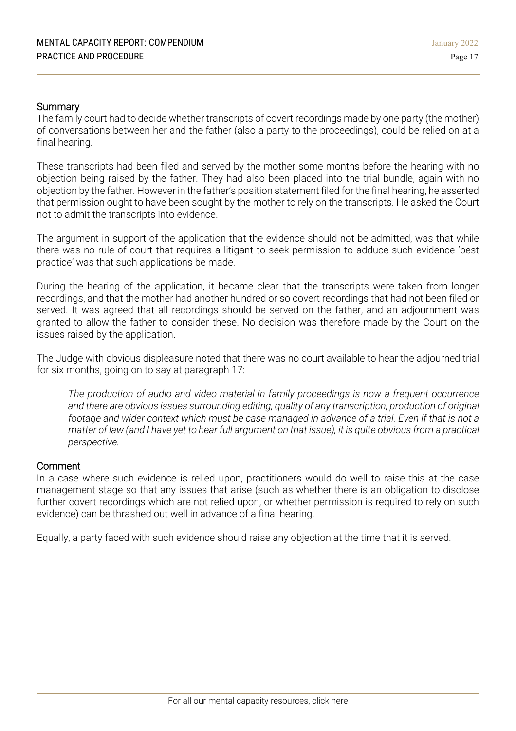### Summary

The family court had to decide whether transcripts of covert recordings made by one party (the mother) of conversations between her and the father (also a party to the proceedings), could be relied on at a final hearing.

These transcripts had been filed and served by the mother some months before the hearing with no objection being raised by the father. They had also been placed into the trial bundle, again with no objection by the father. However in the father's position statement filed for the final hearing, he asserted that permission ought to have been sought by the mother to rely on the transcripts. He asked the Court not to admit the transcripts into evidence.

The argument in support of the application that the evidence should not be admitted, was that while there was no rule of court that requires a litigant to seek permission to adduce such evidence 'best practice' was that such applications be made.

During the hearing of the application, it became clear that the transcripts were taken from longer recordings, and that the mother had another hundred or so covert recordings that had not been filed or served. It was agreed that all recordings should be served on the father, and an adjournment was granted to allow the father to consider these. No decision was therefore made by the Court on the issues raised by the application.

The Judge with obvious displeasure noted that there was no court available to hear the adjourned trial for six months, going on to say at paragraph 17:

> *The production of audio and video material in family proceedings is now a frequent occurrence and there are obvious issues surrounding editing, quality of any transcription, production of original footage and wider context which must be case managed in advance of a trial. Even if that is not a matter of law (and I have yet to hear full argument on that issue), it is quite obvious from a practical perspective.*

### Comment

In a case where such evidence is relied upon, practitioners would do well to raise this at the case management stage so that any issues that arise (such as whether there is an obligation to disclose further covert recordings which are not relied upon, or whether permission is required to rely on such evidence) can be thrashed out well in advance of a final hearing.

Equally, a party faced with such evidence should raise any objection at the time that it is served.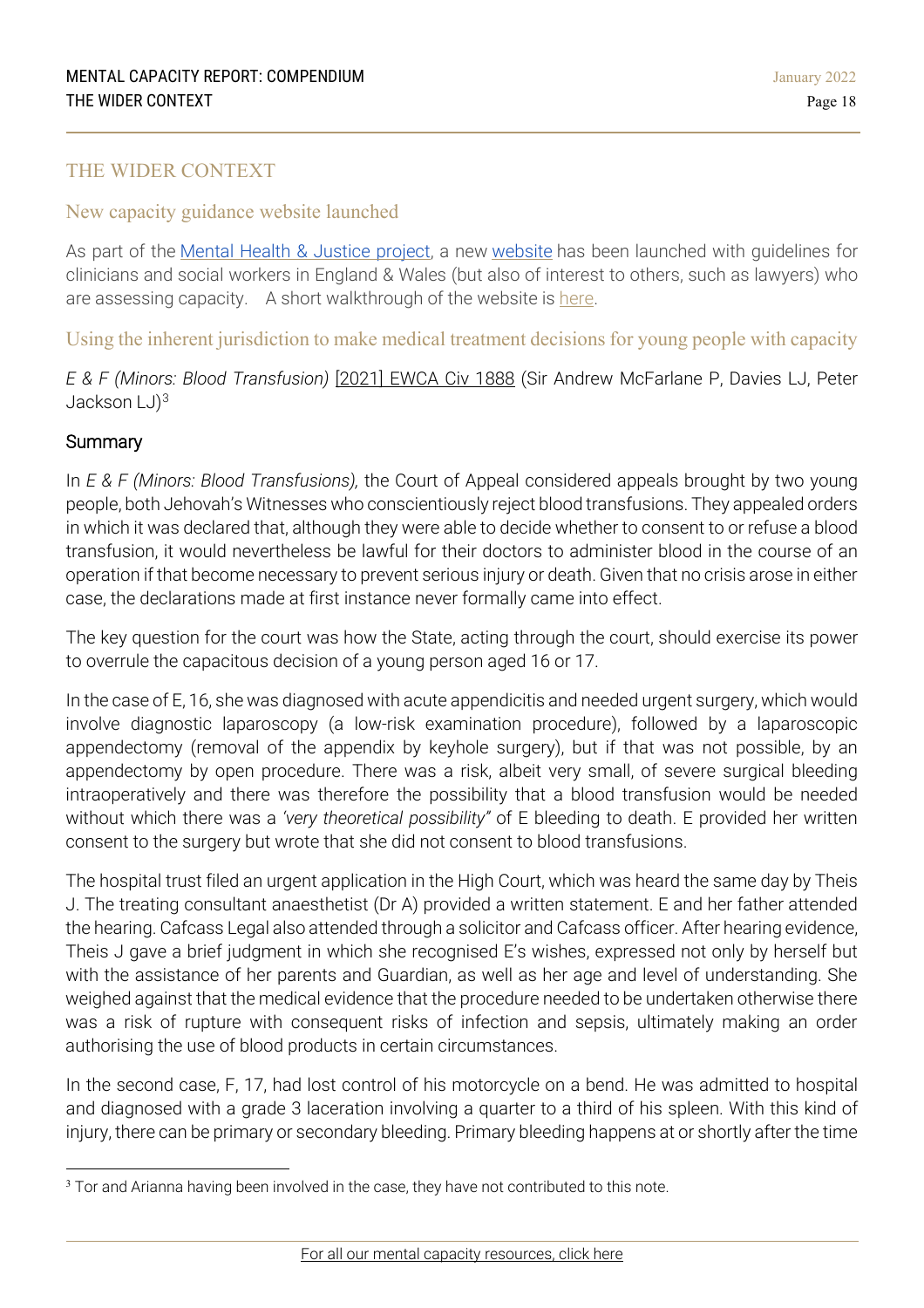# THE WIDER CONTEXT

## New capacity guidance website launched

As part of the [Mental Health & Justice project](), a new [website]() has been launched with guidelines for clinicians and social workers in England & Wales (but also of interest to others, such as lawyers) who are assessing capacity. A short walkthrough of the website is [here]().

## Using the inherent jurisdiction to make medical treatment decisions for young people with capacity

*E & F (Minors: Blood Transfusion)* [[2021] EWCA Civ 1888]() (Sir Andrew McFarlane P, Davies LJ, Peter Jackson LJ)[3]

### Summary

In *E & F (Minors: Blood Transfusions),* the Court of Appeal considered appeals brought by two young people, both Jehovah's Witnesses who conscientiously reject blood transfusions. They appealed orders in which it was declared that, although they were able to decide whether to consent to or refuse a blood transfusion, it would nevertheless be lawful for their doctors to administer blood in the course of an operation if that become necessary to prevent serious injury or death. Given that no crisis arose in either case, the declarations made at first instance never formally came into effect.

The key question for the court was how the State, acting through the court, should exercise its power to overrule the capacitous decision of a young person aged 16 or 17.

In the case of E, 16, she was diagnosed with acute appendicitis and needed urgent surgery, which would involve diagnostic laparoscopy (a low-risk examination procedure), followed by a laparoscopic appendectomy (removal of the appendix by keyhole surgery), but if that was not possible, by an appendectomy by open procedure. There was a risk, albeit very small, of severe surgical bleeding intraoperatively and there was therefore the possibility that a blood transfusion would be needed without which there was a *'very theoretical possibility"* of E bleeding to death. E provided her written consent to the surgery but wrote that she did not consent to blood transfusions.

The hospital trust filed an urgent application in the High Court, which was heard the same day by Theis J. The treating consultant anaesthetist (Dr A) provided a written statement. E and her father attended the hearing. Cafcass Legal also attended through a solicitor and Cafcass officer. After hearing evidence, Theis J gave a brief judgment in which she recognised E's wishes, expressed not only by herself but with the assistance of her parents and Guardian, as well as her age and level of understanding. She weighed against that the medical evidence that the procedure needed to be undertaken otherwise there was a risk of rupture with consequent risks of infection and sepsis, ultimately making an order authorising the use of blood products in certain circumstances.

In the second case, F, 17, had lost control of his motorcycle on a bend. He was admitted to hospital and diagnosed with a grade 3 laceration involving a quarter to a third of his spleen. With this kind of injury, there can be primary or secondary bleeding. Primary bleeding happens at or shortly after the time

---

[3] Tor and Arianna having been involved in the case, they have not contributed to this note.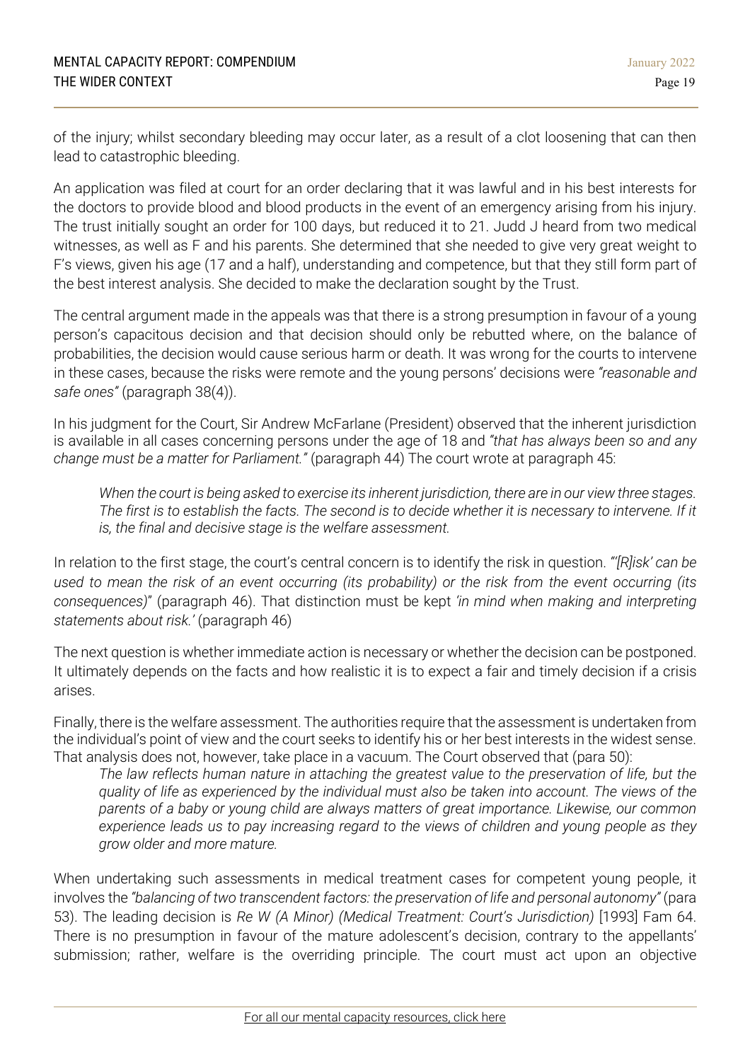of the injury; whilst secondary bleeding may occur later, as a result of a clot loosening that can then lead to catastrophic bleeding.

An application was filed at court for an order declaring that it was lawful and in his best interests for the doctors to provide blood and blood products in the event of an emergency arising from his injury. The trust initially sought an order for 100 days, but reduced it to 21. Judd J heard from two medical witnesses, as well as F and his parents. She determined that she needed to give very great weight to F's views, given his age (17 and a half), understanding and competence, but that they still form part of the best interest analysis. She decided to make the declaration sought by the Trust.

The central argument made in the appeals was that there is a strong presumption in favour of a young person's capacitous decision and that decision should only be rebutted where, on the balance of probabilities, the decision would cause serious harm or death. It was wrong for the courts to intervene in these cases, because the risks were remote and the young persons' decisions were *"reasonable and safe ones"* (paragraph 38(4)).

In his judgment for the Court, Sir Andrew McFarlane (President) observed that the inherent jurisdiction is available in all cases concerning persons under the age of 18 and *"that has always been so and any change must be a matter for Parliament."* (paragraph 44) The court wrote at paragraph 45:

> *When the court is being asked to exercise its inherent jurisdiction, there are in our view three stages. The first is to establish the facts. The second is to decide whether it is necessary to intervene. If it is, the final and decisive stage is the welfare assessment.*

In relation to the first stage, the court's central concern is to identify the risk in question. *"'[R]isk' can be used to mean the risk of an event occurring (its probability) or the risk from the event occurring (its consequences)"* (paragraph 46). That distinction must be kept *'in mind when making and interpreting statements about risk.'* (paragraph 46)

The next question is whether immediate action is necessary or whether the decision can be postponed. It ultimately depends on the facts and how realistic it is to expect a fair and timely decision if a crisis arises.

Finally, there is the welfare assessment. The authorities require that the assessment is undertaken from the individual's point of view and the court seeks to identify his or her best interests in the widest sense. That analysis does not, however, take place in a vacuum. The Court observed that (para 50):

> *The law reflects human nature in attaching the greatest value to the preservation of life, but the quality of life as experienced by the individual must also be taken into account. The views of the parents of a baby or young child are always matters of great importance. Likewise, our common experience leads us to pay increasing regard to the views of children and young people as they grow older and more mature.*

When undertaking such assessments in medical treatment cases for competent young people, it involves the *"balancing of two transcendent factors: the preservation of life and personal autonomy"* (para 53). The leading decision is *Re W (A Minor) (Medical Treatment: Court's Jurisdiction)* [1993] Fam 64. There is no presumption in favour of the mature adolescent's decision, contrary to the appellants' submission; rather, welfare is the overriding principle. The court must act upon an objective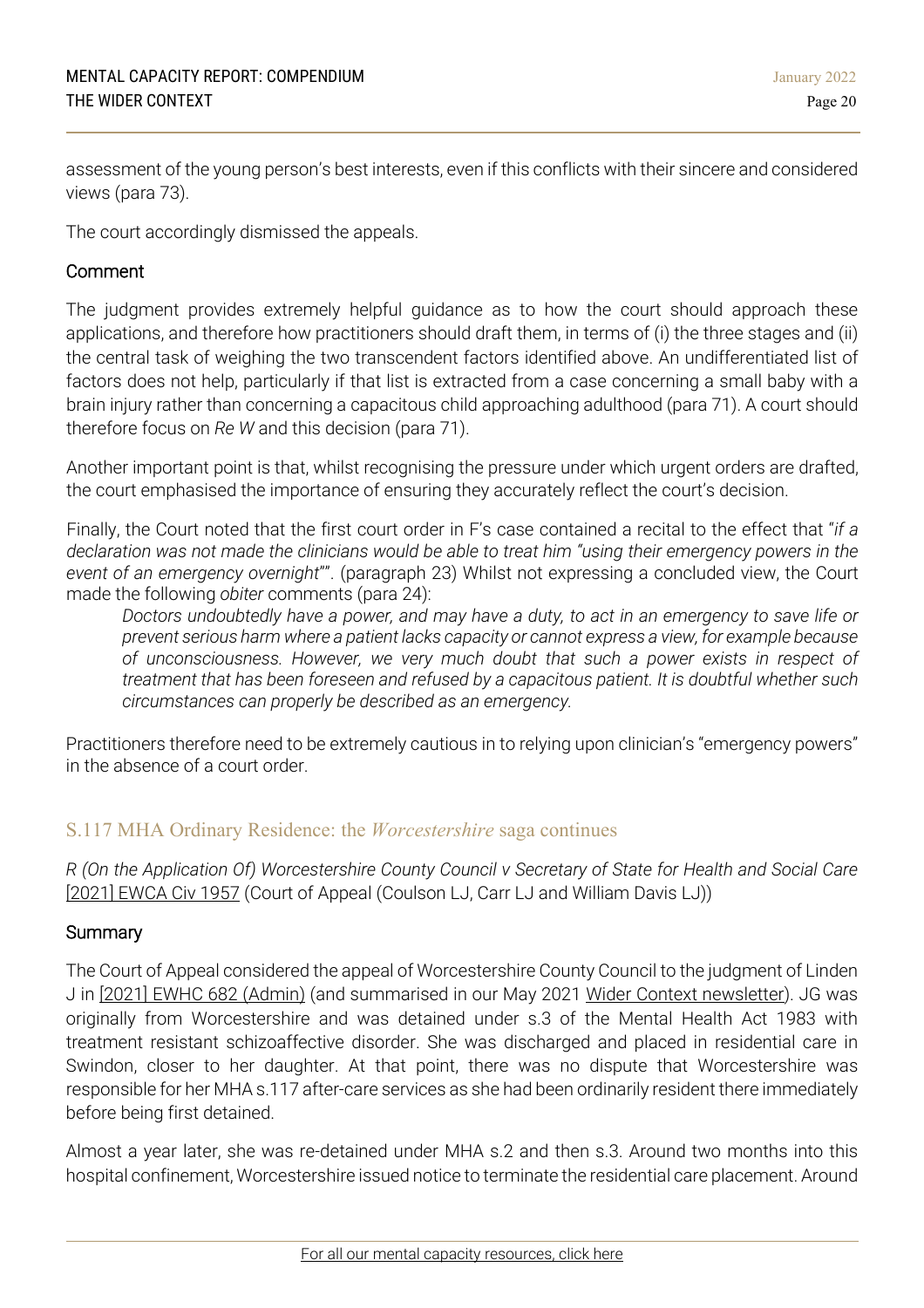assessment of the young person's best interests, even if this conflicts with their sincere and considered views (para 73).

The court accordingly dismissed the appeals.

### Comment

The judgment provides extremely helpful guidance as to how the court should approach these applications, and therefore how practitioners should draft them, in terms of (i) the three stages and (ii) the central task of weighing the two transcendent factors identified above. An undifferentiated list of factors does not help, particularly if that list is extracted from a case concerning a small baby with a brain injury rather than concerning a capacitous child approaching adulthood (para 71). A court should therefore focus on *Re W* and this decision (para 71).

Another important point is that, whilst recognising the pressure under which urgent orders are drafted, the court emphasised the importance of ensuring they accurately reflect the court's decision.

Finally, the Court noted that the first court order in F's case contained a recital to the effect that "*if a declaration was not made the clinicians would be able to treat him "using their emergency powers in the event of an emergency overnight*"". (paragraph 23) Whilst not expressing a concluded view, the Court made the following *obiter* comments (para 24):

> *Doctors undoubtedly have a power, and may have a duty, to act in an emergency to save life or prevent serious harm where a patient lacks capacity or cannot express a view, for example because of unconsciousness. However, we very much doubt that such a power exists in respect of treatment that has been foreseen and refused by a capacitous patient. It is doubtful whether such circumstances can properly be described as an emergency.*

Practitioners therefore need to be extremely cautious in to relying upon clinician's "emergency powers" in the absence of a court order.

## S.117 MHA Ordinary Residence: the *Worcestershire* saga continues

*R (On the Application Of) Worcestershire County Council v Secretary of State for Health and Social Care* [2021] EWCA Civ 1957 (Court of Appeal (Coulson LJ, Carr LJ and William Davis LJ))

### Summary

The Court of Appeal considered the appeal of Worcestershire County Council to the judgment of Linden J in [2021] EWHC 682 (Admin) (and summarised in our May 2021 Wider Context newsletter). JG was originally from Worcestershire and was detained under s.3 of the Mental Health Act 1983 with treatment resistant schizoaffective disorder. She was discharged and placed in residential care in Swindon, closer to her daughter. At that point, there was no dispute that Worcestershire was responsible for her MHA s.117 after-care services as she had been ordinarily resident there immediately before being first detained.

Almost a year later, she was re-detained under MHA s.2 and then s.3. Around two months into this hospital confinement, Worcestershire issued notice to terminate the residential care placement. Around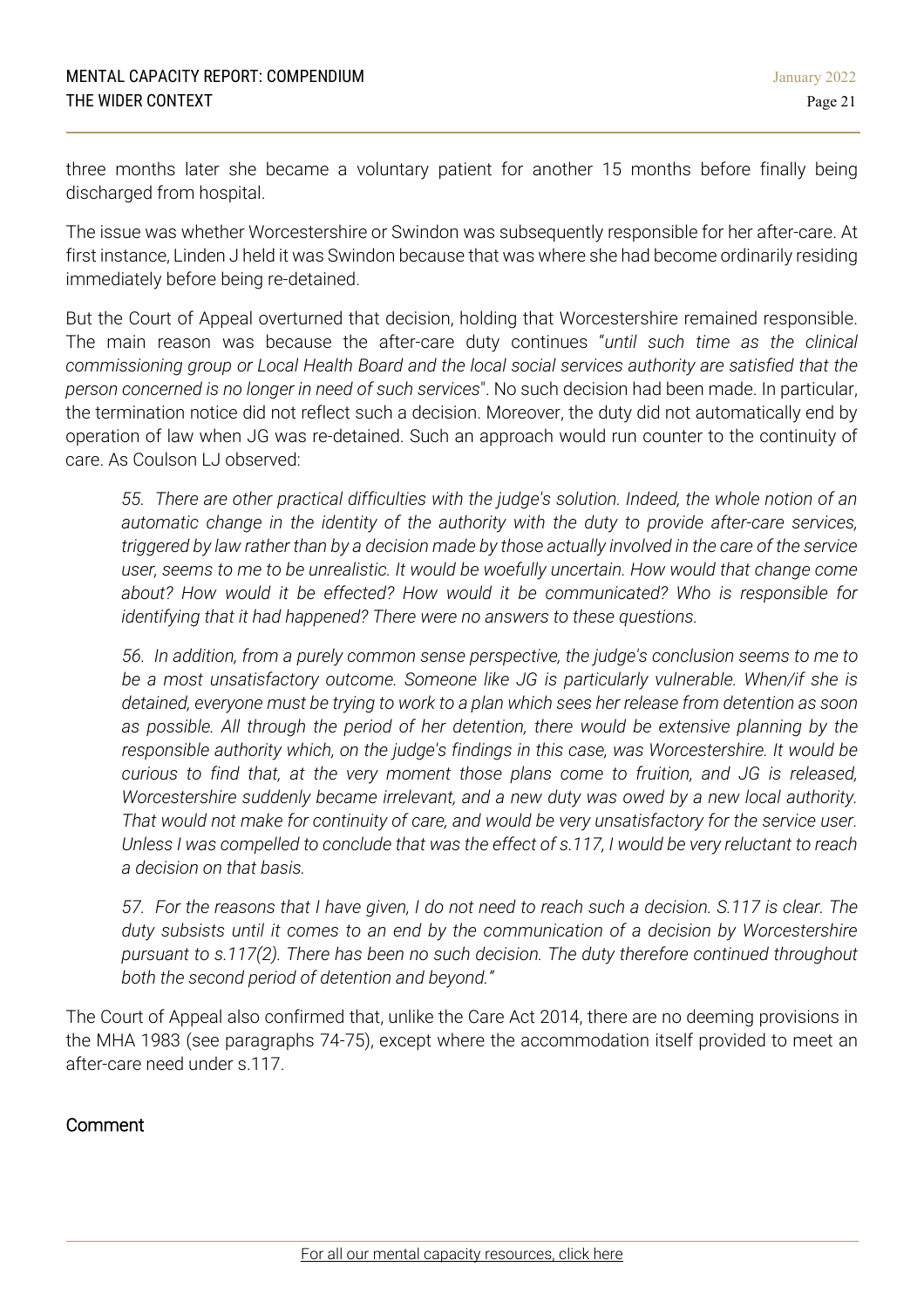three months later she became a voluntary patient for another 15 months before finally being discharged from hospital.

The issue was whether Worcestershire or Swindon was subsequently responsible for her after-care. At first instance, Linden J held it was Swindon because that was where she had become ordinarily residing immediately before being re-detained.

But the Court of Appeal overturned that decision, holding that Worcestershire remained responsible. The main reason was because the after-care duty continues "*until such time as the clinical commissioning group or Local Health Board and the local social services authority are satisfied that the person concerned is no longer in need of such services*". No such decision had been made. In particular, the termination notice did not reflect such a decision. Moreover, the duty did not automatically end by operation of law when JG was re-detained. Such an approach would run counter to the continuity of care. As Coulson LJ observed:

> *55. There are other practical difficulties with the judge's solution. Indeed, the whole notion of an automatic change in the identity of the authority with the duty to provide after-care services, triggered by law rather than by a decision made by those actually involved in the care of the service user, seems to me to be unrealistic. It would be woefully uncertain. How would that change come about? How would it be effected? How would it be communicated? Who is responsible for identifying that it had happened? There were no answers to these questions.*
>
> *56. In addition, from a purely common sense perspective, the judge's conclusion seems to me to be a most unsatisfactory outcome. Someone like JG is particularly vulnerable. When/if she is detained, everyone must be trying to work to a plan which sees her release from detention as soon as possible. All through the period of her detention, there would be extensive planning by the responsible authority which, on the judge's findings in this case, was Worcestershire. It would be curious to find that, at the very moment those plans come to fruition, and JG is released, Worcestershire suddenly became irrelevant, and a new duty was owed by a new local authority. That would not make for continuity of care, and would be very unsatisfactory for the service user. Unless I was compelled to conclude that was the effect of s.117, I would be very reluctant to reach a decision on that basis.*
>
> *57. For the reasons that I have given, I do not need to reach such a decision. S.117 is clear. The duty subsists until it comes to an end by the communication of a decision by Worcestershire pursuant to s.117(2). There has been no such decision. The duty therefore continued throughout both the second period of detention and beyond."*

The Court of Appeal also confirmed that, unlike the Care Act 2014, there are no deeming provisions in the MHA 1983 (see paragraphs 74-75), except where the accommodation itself provided to meet an after-care need under s.117.

## Comment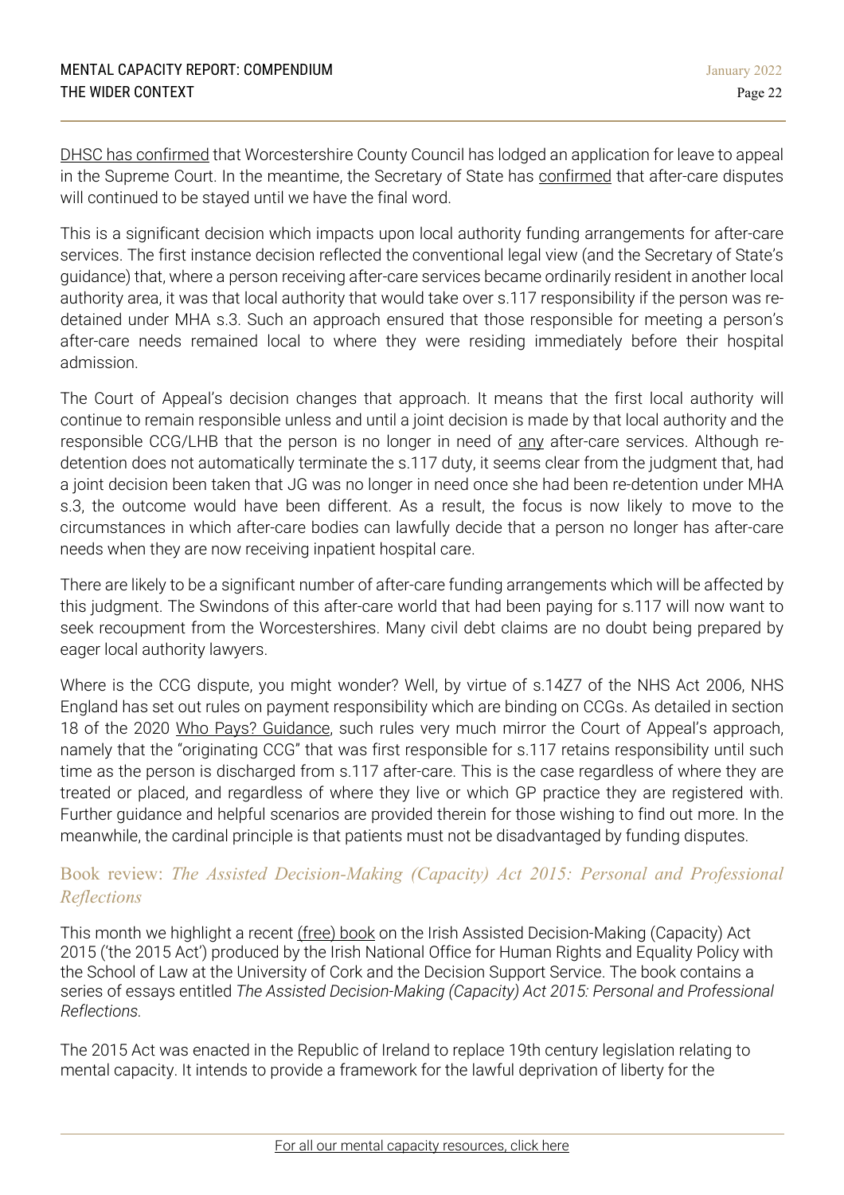DHSC has confirmed that Worcestershire County Council has lodged an application for leave to appeal in the Supreme Court. In the meantime, the Secretary of State has confirmed that after-care disputes will continued to be stayed until we have the final word.

This is a significant decision which impacts upon local authority funding arrangements for after-care services. The first instance decision reflected the conventional legal view (and the Secretary of State's guidance) that, where a person receiving after-care services became ordinarily resident in another local authority area, it was that local authority that would take over s.117 responsibility if the person was re-detained under MHA s.3. Such an approach ensured that those responsible for meeting a person's after-care needs remained local to where they were residing immediately before their hospital admission.

The Court of Appeal's decision changes that approach. It means that the first local authority will continue to remain responsible unless and until a joint decision is made by that local authority and the responsible CCG/LHB that the person is no longer in need of any after-care services. Although re-detention does not automatically terminate the s.117 duty, it seems clear from the judgment that, had a joint decision been taken that JG was no longer in need once she had been re-detention under MHA s.3, the outcome would have been different. As a result, the focus is now likely to move to the circumstances in which after-care bodies can lawfully decide that a person no longer has after-care needs when they are now receiving inpatient hospital care.

There are likely to be a significant number of after-care funding arrangements which will be affected by this judgment. The Swindons of this after-care world that had been paying for s.117 will now want to seek recoupment from the Worcestershires. Many civil debt claims are no doubt being prepared by eager local authority lawyers.

Where is the CCG dispute, you might wonder? Well, by virtue of s.14Z7 of the NHS Act 2006, NHS England has set out rules on payment responsibility which are binding on CCGs. As detailed in section 18 of the 2020 Who Pays? Guidance, such rules very much mirror the Court of Appeal's approach, namely that the "originating CCG" that was first responsible for s.117 retains responsibility until such time as the person is discharged from s.117 after-care. This is the case regardless of where they are treated or placed, and regardless of where they live or which GP practice they are registered with. Further guidance and helpful scenarios are provided therein for those wishing to find out more. In the meanwhile, the cardinal principle is that patients must not be disadvantaged by funding disputes.

## Book review: *The Assisted Decision-Making (Capacity) Act 2015: Personal and Professional Reflections*

This month we highlight a recent (free) book on the Irish Assisted Decision-Making (Capacity) Act 2015 ('the 2015 Act') produced by the Irish National Office for Human Rights and Equality Policy with the School of Law at the University of Cork and the Decision Support Service. The book contains a series of essays entitled *The Assisted Decision-Making (Capacity) Act 2015: Personal and Professional Reflections.*

The 2015 Act was enacted in the Republic of Ireland to replace 19th century legislation relating to mental capacity. It intends to provide a framework for the lawful deprivation of liberty for the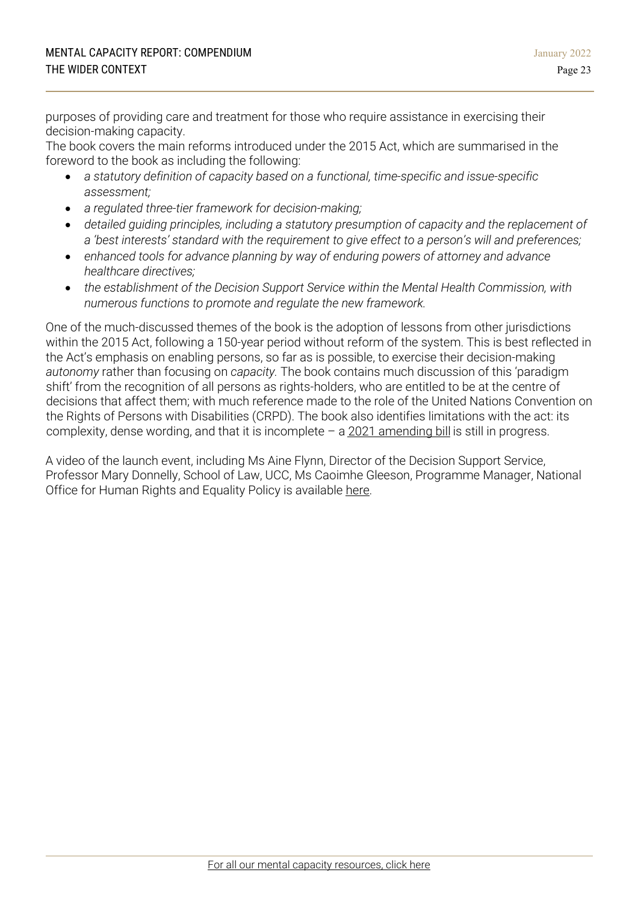purposes of providing care and treatment for those who require assistance in exercising their decision-making capacity.

The book covers the main reforms introduced under the 2015 Act, which are summarised in the foreword to the book as including the following:

- *a statutory definition of capacity based on a functional, time-specific and issue-specific assessment;*
- *a regulated three-tier framework for decision-making;*
- *detailed guiding principles, including a statutory presumption of capacity and the replacement of a 'best interests' standard with the requirement to give effect to a person's will and preferences;*
- *enhanced tools for advance planning by way of enduring powers of attorney and advance healthcare directives;*
- *the establishment of the Decision Support Service within the Mental Health Commission, with numerous functions to promote and regulate the new framework.*

One of the much-discussed themes of the book is the adoption of lessons from other jurisdictions within the 2015 Act, following a 150-year period without reform of the system. This is best reflected in the Act's emphasis on enabling persons, so far as is possible, to exercise their decision-making *autonomy* rather than focusing on *capacity.* The book contains much discussion of this 'paradigm shift' from the recognition of all persons as rights-holders, who are entitled to be at the centre of decisions that affect them; with much reference made to the role of the United Nations Convention on the Rights of Persons with Disabilities (CRPD). The book also identifies limitations with the act: its complexity, dense wording, and that it is incomplete – a 2021 amending bill is still in progress.

A video of the launch event, including Ms Aine Flynn, Director of the Decision Support Service, Professor Mary Donnelly, School of Law, UCC, Ms Caoimhe Gleeson, Programme Manager, National Office for Human Rights and Equality Policy is available here.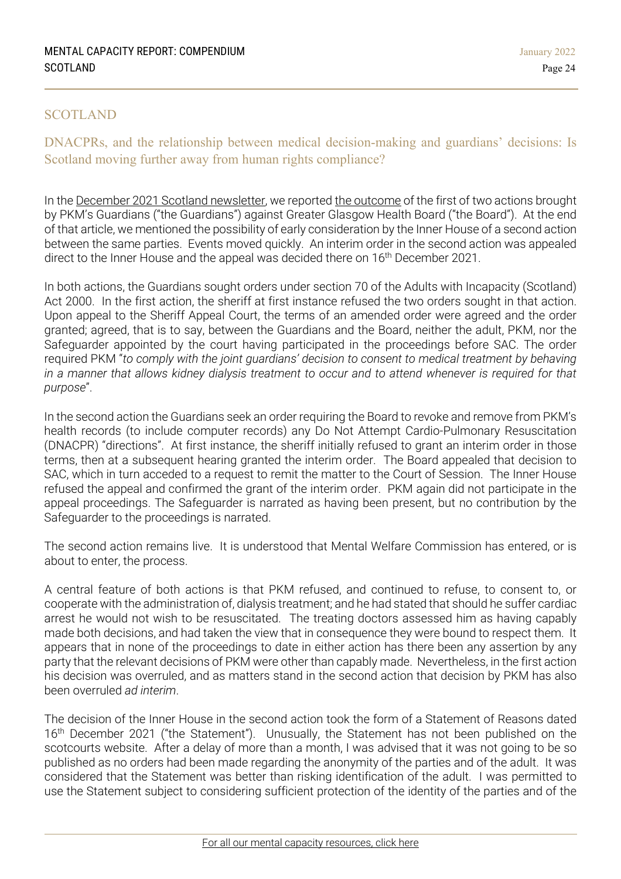## SCOTLAND

### DNACPRs, and the relationship between medical decision-making and guardians' decisions: Is Scotland moving further away from human rights compliance?

In the December 2021 Scotland newsletter, we reported the outcome of the first of two actions brought by PKM's Guardians ("the Guardians") against Greater Glasgow Health Board ("the Board"). At the end of that article, we mentioned the possibility of early consideration by the Inner House of a second action between the same parties. Events moved quickly. An interim order in the second action was appealed direct to the Inner House and the appeal was decided there on 16th December 2021.

In both actions, the Guardians sought orders under section 70 of the Adults with Incapacity (Scotland) Act 2000. In the first action, the sheriff at first instance refused the two orders sought in that action. Upon appeal to the Sheriff Appeal Court, the terms of an amended order were agreed and the order granted; agreed, that is to say, between the Guardians and the Board, neither the adult, PKM, nor the Safeguarder appointed by the court having participated in the proceedings before SAC. The order required PKM "*to comply with the joint guardians' decision to consent to medical treatment by behaving in a manner that allows kidney dialysis treatment to occur and to attend whenever is required for that purpose*".

In the second action the Guardians seek an order requiring the Board to revoke and remove from PKM's health records (to include computer records) any Do Not Attempt Cardio-Pulmonary Resuscitation (DNACPR) "directions". At first instance, the sheriff initially refused to grant an interim order in those terms, then at a subsequent hearing granted the interim order. The Board appealed that decision to SAC, which in turn acceded to a request to remit the matter to the Court of Session. The Inner House refused the appeal and confirmed the grant of the interim order. PKM again did not participate in the appeal proceedings. The Safeguarder is narrated as having been present, but no contribution by the Safeguarder to the proceedings is narrated.

The second action remains live. It is understood that Mental Welfare Commission has entered, or is about to enter, the process.

A central feature of both actions is that PKM refused, and continued to refuse, to consent to, or cooperate with the administration of, dialysis treatment; and he had stated that should he suffer cardiac arrest he would not wish to be resuscitated. The treating doctors assessed him as having capably made both decisions, and had taken the view that in consequence they were bound to respect them. It appears that in none of the proceedings to date in either action has there been any assertion by any party that the relevant decisions of PKM were other than capably made. Nevertheless, in the first action his decision was overruled, and as matters stand in the second action that decision by PKM has also been overruled *ad interim*.

The decision of the Inner House in the second action took the form of a Statement of Reasons dated 16th December 2021 ("the Statement"). Unusually, the Statement has not been published on the scotcourts website. After a delay of more than a month, I was advised that it was not going to be so published as no orders had been made regarding the anonymity of the parties and of the adult. It was considered that the Statement was better than risking identification of the adult. I was permitted to use the Statement subject to considering sufficient protection of the identity of the parties and of the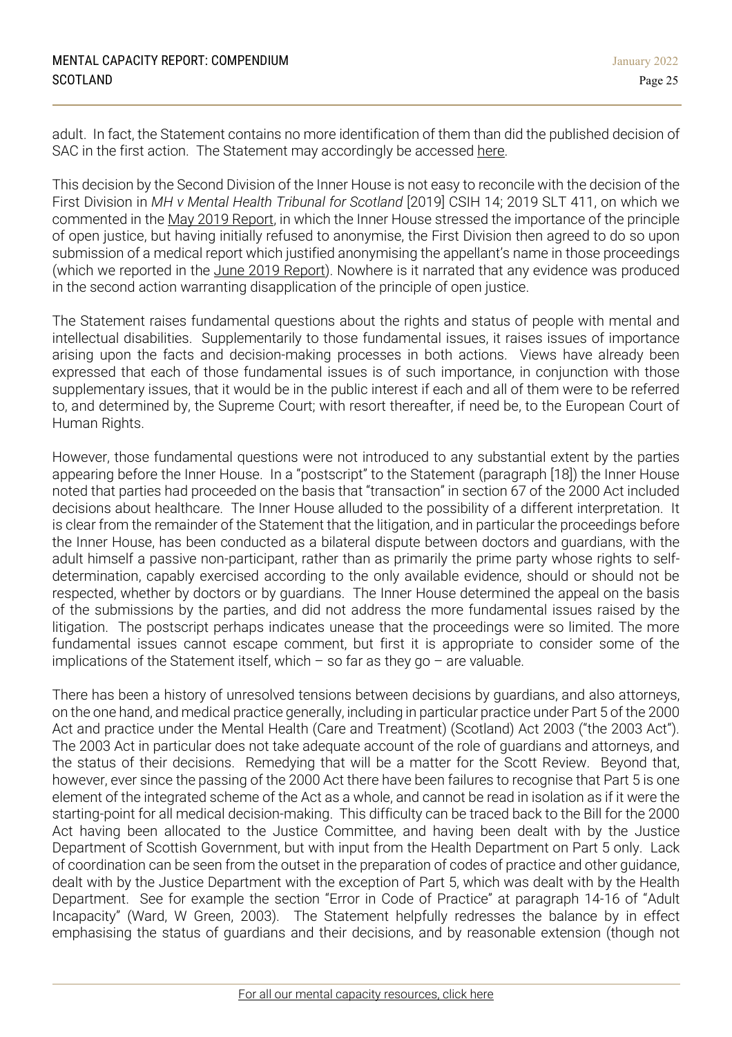adult. In fact, the Statement contains no more identification of them than did the published decision of SAC in the first action. The Statement may accordingly be accessed here.

This decision by the Second Division of the Inner House is not easy to reconcile with the decision of the First Division in *MH v Mental Health Tribunal for Scotland* [2019] CSIH 14; 2019 SLT 411, on which we commented in the May 2019 Report, in which the Inner House stressed the importance of the principle of open justice, but having initially refused to anonymise, the First Division then agreed to do so upon submission of a medical report which justified anonymising the appellant's name in those proceedings (which we reported in the June 2019 Report). Nowhere is it narrated that any evidence was produced in the second action warranting disapplication of the principle of open justice.

The Statement raises fundamental questions about the rights and status of people with mental and intellectual disabilities. Supplementarily to those fundamental issues, it raises issues of importance arising upon the facts and decision-making processes in both actions. Views have already been expressed that each of those fundamental issues is of such importance, in conjunction with those supplementary issues, that it would be in the public interest if each and all of them were to be referred to, and determined by, the Supreme Court; with resort thereafter, if need be, to the European Court of Human Rights.

However, those fundamental questions were not introduced to any substantial extent by the parties appearing before the Inner House. In a "postscript" to the Statement (paragraph [18]) the Inner House noted that parties had proceeded on the basis that "transaction" in section 67 of the 2000 Act included decisions about healthcare. The Inner House alluded to the possibility of a different interpretation. It is clear from the remainder of the Statement that the litigation, and in particular the proceedings before the Inner House, has been conducted as a bilateral dispute between doctors and guardians, with the adult himself a passive non-participant, rather than as primarily the prime party whose rights to self-determination, capably exercised according to the only available evidence, should or should not be respected, whether by doctors or by guardians. The Inner House determined the appeal on the basis of the submissions by the parties, and did not address the more fundamental issues raised by the litigation. The postscript perhaps indicates unease that the proceedings were so limited. The more fundamental issues cannot escape comment, but first it is appropriate to consider some of the implications of the Statement itself, which – so far as they go – are valuable.

There has been a history of unresolved tensions between decisions by guardians, and also attorneys, on the one hand, and medical practice generally, including in particular practice under Part 5 of the 2000 Act and practice under the Mental Health (Care and Treatment) (Scotland) Act 2003 ("the 2003 Act"). The 2003 Act in particular does not take adequate account of the role of guardians and attorneys, and the status of their decisions. Remedying that will be a matter for the Scott Review. Beyond that, however, ever since the passing of the 2000 Act there have been failures to recognise that Part 5 is one element of the integrated scheme of the Act as a whole, and cannot be read in isolation as if it were the starting-point for all medical decision-making. This difficulty can be traced back to the Bill for the 2000 Act having been allocated to the Justice Committee, and having been dealt with by the Justice Department of Scottish Government, but with input from the Health Department on Part 5 only. Lack of coordination can be seen from the outset in the preparation of codes of practice and other guidance, dealt with by the Justice Department with the exception of Part 5, which was dealt with by the Health Department. See for example the section "Error in Code of Practice" at paragraph 14-16 of "Adult Incapacity" (Ward, W Green, 2003). The Statement helpfully redresses the balance by in effect emphasising the status of guardians and their decisions, and by reasonable extension (though not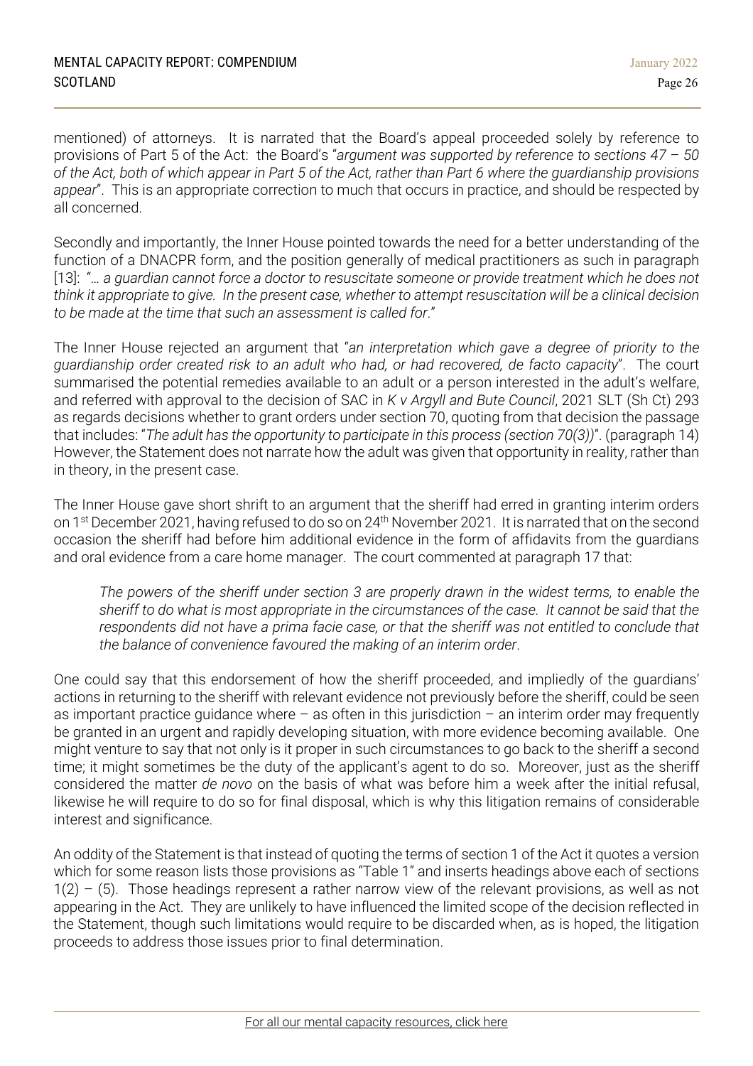mentioned) of attorneys. It is narrated that the Board's appeal proceeded solely by reference to provisions of Part 5 of the Act: the Board's "*argument was supported by reference to sections 47 – 50 of the Act, both of which appear in Part 5 of the Act, rather than Part 6 where the guardianship provisions appear*". This is an appropriate correction to much that occurs in practice, and should be respected by all concerned.

Secondly and importantly, the Inner House pointed towards the need for a better understanding of the function of a DNACPR form, and the position generally of medical practitioners as such in paragraph [13]: "*… a guardian cannot force a doctor to resuscitate someone or provide treatment which he does not think it appropriate to give. In the present case, whether to attempt resuscitation will be a clinical decision to be made at the time that such an assessment is called for*."

The Inner House rejected an argument that "*an interpretation which gave a degree of priority to the guardianship order created risk to an adult who had, or had recovered, de facto capacity*". The court summarised the potential remedies available to an adult or a person interested in the adult's welfare, and referred with approval to the decision of SAC in *K v Argyll and Bute Council*, 2021 SLT (Sh Ct) 293 as regards decisions whether to grant orders under section 70, quoting from that decision the passage that includes: "*The adult has the opportunity to participate in this process (section 70(3))*". (paragraph 14) However, the Statement does not narrate how the adult was given that opportunity in reality, rather than in theory, in the present case.

The Inner House gave short shrift to an argument that the sheriff had erred in granting interim orders on 1st December 2021, having refused to do so on 24th November 2021. It is narrated that on the second occasion the sheriff had before him additional evidence in the form of affidavits from the guardians and oral evidence from a care home manager. The court commented at paragraph 17 that:

> *The powers of the sheriff under section 3 are properly drawn in the widest terms, to enable the sheriff to do what is most appropriate in the circumstances of the case. It cannot be said that the respondents did not have a prima facie case, or that the sheriff was not entitled to conclude that the balance of convenience favoured the making of an interim order*.

One could say that this endorsement of how the sheriff proceeded, and impliedly of the guardians' actions in returning to the sheriff with relevant evidence not previously before the sheriff, could be seen as important practice guidance where – as often in this jurisdiction – an interim order may frequently be granted in an urgent and rapidly developing situation, with more evidence becoming available. One might venture to say that not only is it proper in such circumstances to go back to the sheriff a second time; it might sometimes be the duty of the applicant's agent to do so. Moreover, just as the sheriff considered the matter *de novo* on the basis of what was before him a week after the initial refusal, likewise he will require to do so for final disposal, which is why this litigation remains of considerable interest and significance.

An oddity of the Statement is that instead of quoting the terms of section 1 of the Act it quotes a version which for some reason lists those provisions as "Table 1" and inserts headings above each of sections 1(2) – (5). Those headings represent a rather narrow view of the relevant provisions, as well as not appearing in the Act. They are unlikely to have influenced the limited scope of the decision reflected in the Statement, though such limitations would require to be discarded when, as is hoped, the litigation proceeds to address those issues prior to final determination.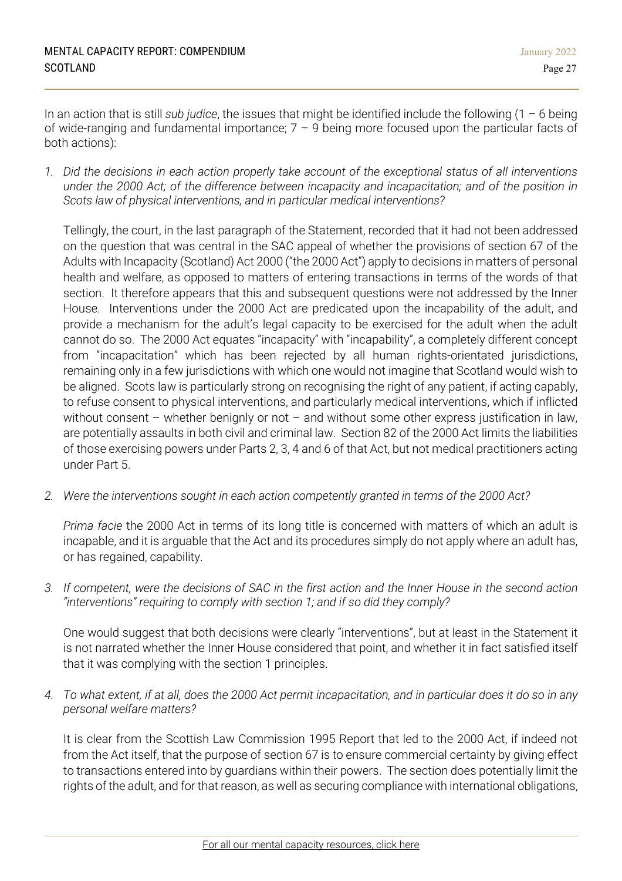In an action that is still *sub judice*, the issues that might be identified include the following (1 – 6 being of wide-ranging and fundamental importance; 7 – 9 being more focused upon the particular facts of both actions):

1. *Did the decisions in each action properly take account of the exceptional status of all interventions under the 2000 Act; of the difference between incapacity and incapacitation; and of the position in Scots law of physical interventions, and in particular medical interventions?*

   Tellingly, the court, in the last paragraph of the Statement, recorded that it had not been addressed on the question that was central in the SAC appeal of whether the provisions of section 67 of the Adults with Incapacity (Scotland) Act 2000 ("the 2000 Act") apply to decisions in matters of personal health and welfare, as opposed to matters of entering transactions in terms of the words of that section. It therefore appears that this and subsequent questions were not addressed by the Inner House. Interventions under the 2000 Act are predicated upon the incapability of the adult, and provide a mechanism for the adult's legal capacity to be exercised for the adult when the adult cannot do so. The 2000 Act equates "incapacity" with "incapability", a completely different concept from "incapacitation" which has been rejected by all human rights-orientated jurisdictions, remaining only in a few jurisdictions with which one would not imagine that Scotland would wish to be aligned. Scots law is particularly strong on recognising the right of any patient, if acting capably, to refuse consent to physical interventions, and particularly medical interventions, which if inflicted without consent – whether benignly or not – and without some other express justification in law, are potentially assaults in both civil and criminal law. Section 82 of the 2000 Act limits the liabilities of those exercising powers under Parts 2, 3, 4 and 6 of that Act, but not medical practitioners acting under Part 5.

2. *Were the interventions sought in each action competently granted in terms of the 2000 Act?*

   *Prima facie* the 2000 Act in terms of its long title is concerned with matters of which an adult is incapable, and it is arguable that the Act and its procedures simply do not apply where an adult has, or has regained, capability.

3. *If competent, were the decisions of SAC in the first action and the Inner House in the second action "interventions" requiring to comply with section 1; and if so did they comply?*

   One would suggest that both decisions were clearly "interventions", but at least in the Statement it is not narrated whether the Inner House considered that point, and whether it in fact satisfied itself that it was complying with the section 1 principles.

4. *To what extent, if at all, does the 2000 Act permit incapacitation, and in particular does it do so in any personal welfare matters?*

   It is clear from the Scottish Law Commission 1995 Report that led to the 2000 Act, if indeed not from the Act itself, that the purpose of section 67 is to ensure commercial certainty by giving effect to transactions entered into by guardians within their powers. The section does potentially limit the rights of the adult, and for that reason, as well as securing compliance with international obligations,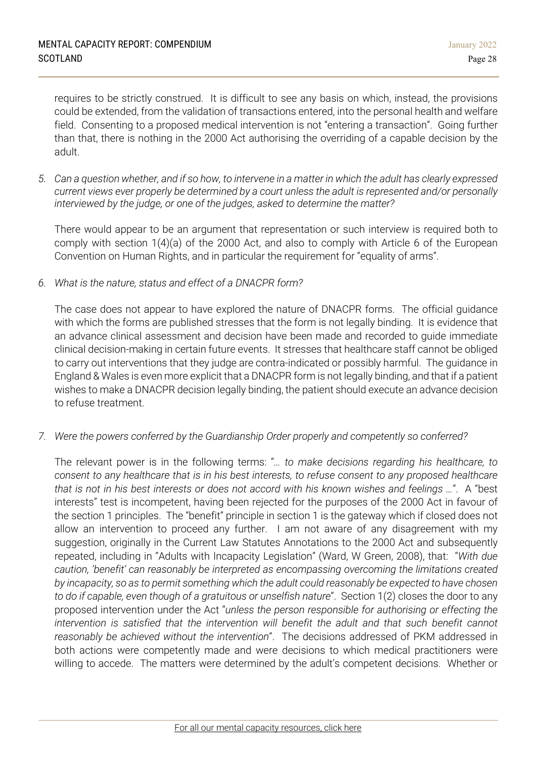requires to be strictly construed. It is difficult to see any basis on which, instead, the provisions could be extended, from the validation of transactions entered, into the personal health and welfare field. Consenting to a proposed medical intervention is not "entering a transaction". Going further than that, there is nothing in the 2000 Act authorising the overriding of a capable decision by the adult.

5. *Can a question whether, and if so how, to intervene in a matter in which the adult has clearly expressed current views ever properly be determined by a court unless the adult is represented and/or personally interviewed by the judge, or one of the judges, asked to determine the matter?*

   There would appear to be an argument that representation or such interview is required both to comply with section 1(4)(a) of the 2000 Act, and also to comply with Article 6 of the European Convention on Human Rights, and in particular the requirement for "equality of arms".

6. *What is the nature, status and effect of a DNACPR form?*

   The case does not appear to have explored the nature of DNACPR forms. The official guidance with which the forms are published stresses that the form is not legally binding. It is evidence that an advance clinical assessment and decision have been made and recorded to guide immediate clinical decision-making in certain future events. It stresses that healthcare staff cannot be obliged to carry out interventions that they judge are contra-indicated or possibly harmful. The guidance in England & Wales is even more explicit that a DNACPR form is not legally binding, and that if a patient wishes to make a DNACPR decision legally binding, the patient should execute an advance decision to refuse treatment.

7. *Were the powers conferred by the Guardianship Order properly and competently so conferred?*

   The relevant power is in the following terms: "*… to make decisions regarding his healthcare, to consent to any healthcare that is in his best interests, to refuse consent to any proposed healthcare that is not in his best interests or does not accord with his known wishes and feelings …*". A "best interests" test is incompetent, having been rejected for the purposes of the 2000 Act in favour of the section 1 principles. The "benefit" principle in section 1 is the gateway which if closed does not allow an intervention to proceed any further. I am not aware of any disagreement with my suggestion, originally in the Current Law Statutes Annotations to the 2000 Act and subsequently repeated, including in "Adults with Incapacity Legislation" (Ward, W Green, 2008), that: "*With due caution, 'benefit' can reasonably be interpreted as encompassing overcoming the limitations created by incapacity, so as to permit something which the adult could reasonably be expected to have chosen to do if capable, even though of a gratuitous or unselfish nature*". Section 1(2) closes the door to any proposed intervention under the Act "*unless the person responsible for authorising or effecting the intervention is satisfied that the intervention will benefit the adult and that such benefit cannot reasonably be achieved without the intervention*". The decisions addressed of PKM addressed in both actions were competently made and were decisions to which medical practitioners were willing to accede. The matters were determined by the adult's competent decisions. Whether or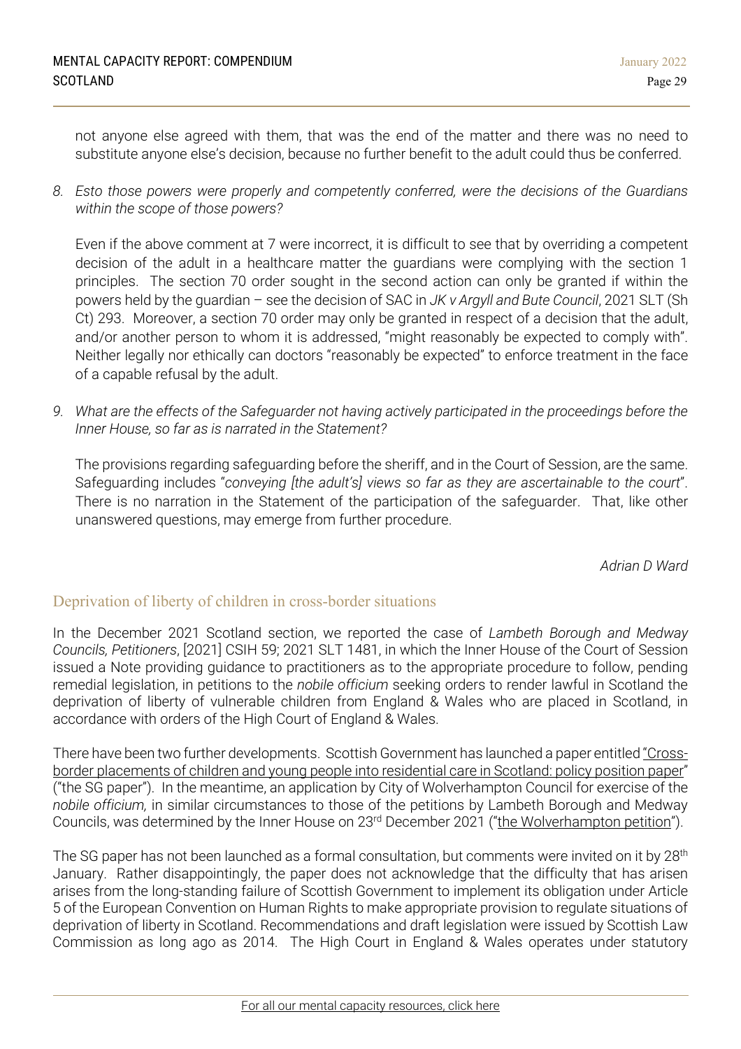not anyone else agreed with them, that was the end of the matter and there was no need to substitute anyone else's decision, because no further benefit to the adult could thus be conferred.

8. *Esto those powers were properly and competently conferred, were the decisions of the Guardians within the scope of those powers?*

   Even if the above comment at 7 were incorrect, it is difficult to see that by overriding a competent decision of the adult in a healthcare matter the guardians were complying with the section 1 principles. The section 70 order sought in the second action can only be granted if within the powers held by the guardian – see the decision of SAC in *JK v Argyll and Bute Council*, 2021 SLT (Sh Ct) 293. Moreover, a section 70 order may only be granted in respect of a decision that the adult, and/or another person to whom it is addressed, "might reasonably be expected to comply with". Neither legally nor ethically can doctors "reasonably be expected" to enforce treatment in the face of a capable refusal by the adult.

9. *What are the effects of the Safeguarder not having actively participated in the proceedings before the Inner House, so far as is narrated in the Statement?*

   The provisions regarding safeguarding before the sheriff, and in the Court of Session, are the same. Safeguarding includes "*conveying [the adult's] views so far as they are ascertainable to the court*". There is no narration in the Statement of the participation of the safeguarder. That, like other unanswered questions, may emerge from further procedure.

*Adrian D Ward*

## Deprivation of liberty of children in cross-border situations

In the December 2021 Scotland section, we reported the case of *Lambeth Borough and Medway Councils, Petitioners*, [2021] CSIH 59; 2021 SLT 1481, in which the Inner House of the Court of Session issued a Note providing guidance to practitioners as to the appropriate procedure to follow, pending remedial legislation, in petitions to the *nobile officium* seeking orders to render lawful in Scotland the deprivation of liberty of vulnerable children from England & Wales who are placed in Scotland, in accordance with orders of the High Court of England & Wales.

There have been two further developments. Scottish Government has launched a paper entitled "Cross-border placements of children and young people into residential care in Scotland: policy position paper" ("the SG paper"). In the meantime, an application by City of Wolverhampton Council for exercise of the *nobile officium,* in similar circumstances to those of the petitions by Lambeth Borough and Medway Councils, was determined by the Inner House on 23rd December 2021 ("the Wolverhampton petition").

The SG paper has not been launched as a formal consultation, but comments were invited on it by 28th January. Rather disappointingly, the paper does not acknowledge that the difficulty that has arisen arises from the long-standing failure of Scottish Government to implement its obligation under Article 5 of the European Convention on Human Rights to make appropriate provision to regulate situations of deprivation of liberty in Scotland. Recommendations and draft legislation were issued by Scottish Law Commission as long ago as 2014. The High Court in England & Wales operates under statutory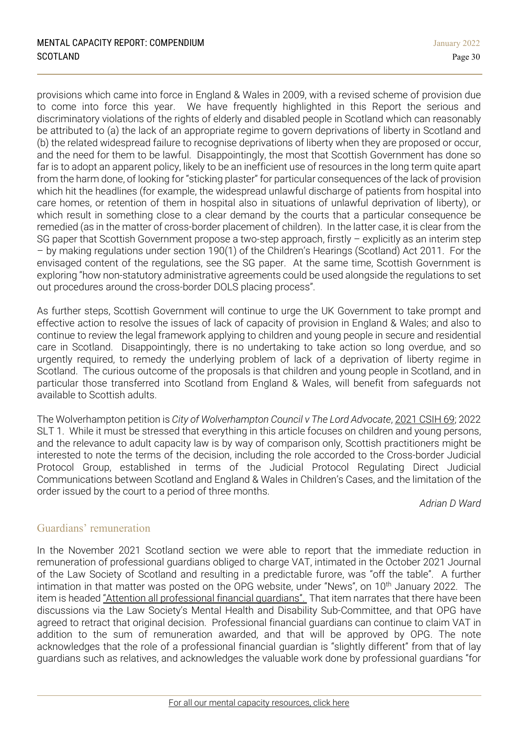provisions which came into force in England & Wales in 2009, with a revised scheme of provision due to come into force this year. We have frequently highlighted in this Report the serious and discriminatory violations of the rights of elderly and disabled people in Scotland which can reasonably be attributed to (a) the lack of an appropriate regime to govern deprivations of liberty in Scotland and (b) the related widespread failure to recognise deprivations of liberty when they are proposed or occur, and the need for them to be lawful. Disappointingly, the most that Scottish Government has done so far is to adopt an apparent policy, likely to be an inefficient use of resources in the long term quite apart from the harm done, of looking for "sticking plaster" for particular consequences of the lack of provision which hit the headlines (for example, the widespread unlawful discharge of patients from hospital into care homes, or retention of them in hospital also in situations of unlawful deprivation of liberty), or which result in something close to a clear demand by the courts that a particular consequence be remedied (as in the matter of cross-border placement of children). In the latter case, it is clear from the SG paper that Scottish Government propose a two-step approach, firstly – explicitly as an interim step – by making regulations under section 190(1) of the Children's Hearings (Scotland) Act 2011. For the envisaged content of the regulations, see the SG paper. At the same time, Scottish Government is exploring "how non-statutory administrative agreements could be used alongside the regulations to set out procedures around the cross-border DOLS placing process".

As further steps, Scottish Government will continue to urge the UK Government to take prompt and effective action to resolve the issues of lack of capacity of provision in England & Wales; and also to continue to review the legal framework applying to children and young people in secure and residential care in Scotland. Disappointingly, there is no undertaking to take action so long overdue, and so urgently required, to remedy the underlying problem of lack of a deprivation of liberty regime in Scotland. The curious outcome of the proposals is that children and young people in Scotland, and in particular those transferred into Scotland from England & Wales, will benefit from safeguards not available to Scottish adults.

The Wolverhampton petition is *City of Wolverhampton Council v The Lord Advocate*, 2021 CSIH 69; 2022 SLT 1. While it must be stressed that everything in this article focuses on children and young persons, and the relevance to adult capacity law is by way of comparison only, Scottish practitioners might be interested to note the terms of the decision, including the role accorded to the Cross-border Judicial Protocol Group, established in terms of the Judicial Protocol Regulating Direct Judicial Communications between Scotland and England & Wales in Children's Cases, and the limitation of the order issued by the court to a period of three months.

*Adrian D Ward*

## Guardians' remuneration

In the November 2021 Scotland section we were able to report that the immediate reduction in remuneration of professional guardians obliged to charge VAT, intimated in the October 2021 Journal of the Law Society of Scotland and resulting in a predictable furore, was "off the table". A further intimation in that matter was posted on the OPG website, under "News", on 10th January 2022. The item is headed "Attention all professional financial guardians". That item narrates that there have been discussions via the Law Society's Mental Health and Disability Sub-Committee, and that OPG have agreed to retract that original decision. Professional financial guardians can continue to claim VAT in addition to the sum of remuneration awarded, and that will be approved by OPG. The note acknowledges that the role of a professional financial guardian is "slightly different" from that of lay guardians such as relatives, and acknowledges the valuable work done by professional guardians "for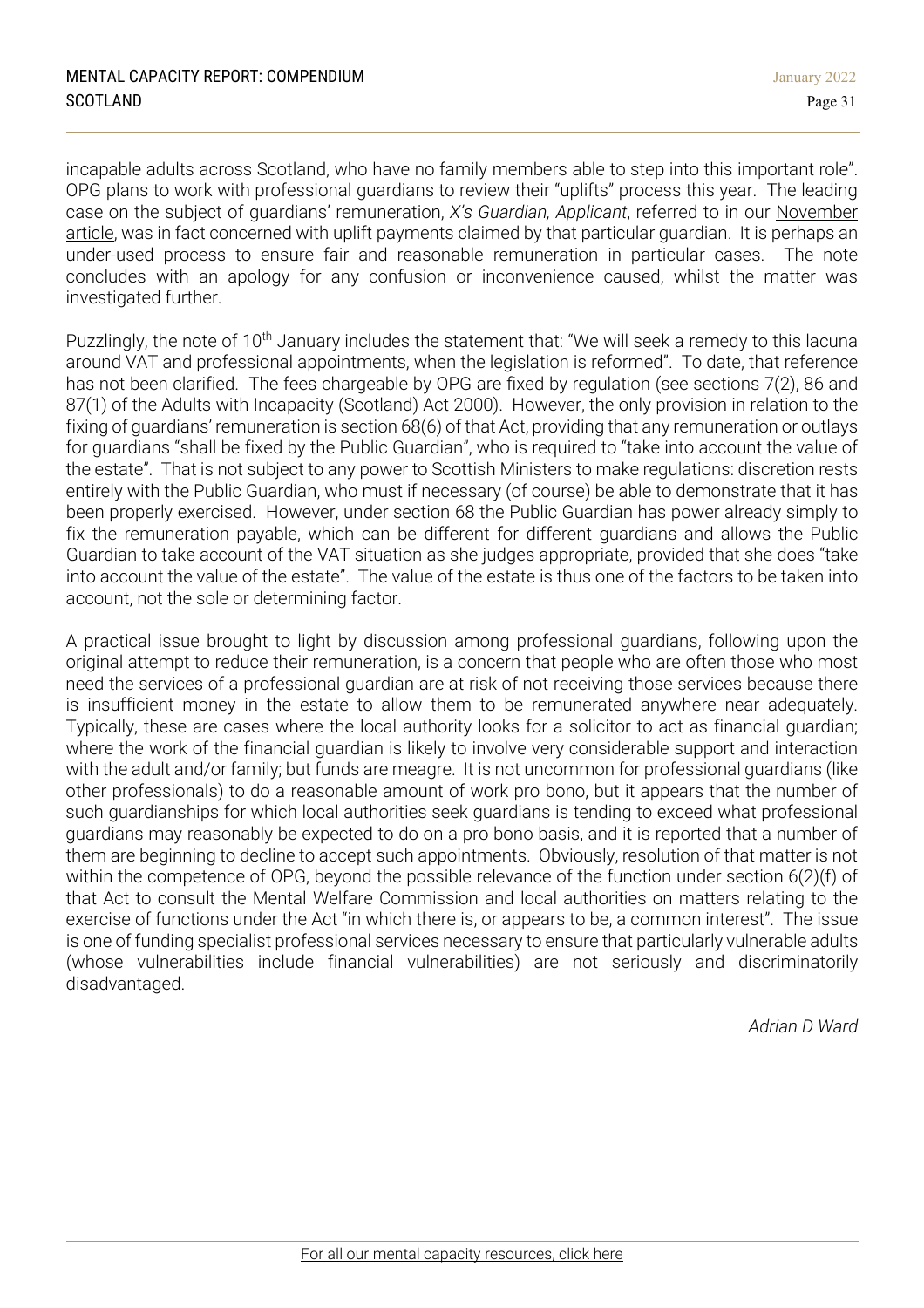incapable adults across Scotland, who have no family members able to step into this important role". OPG plans to work with professional guardians to review their "uplifts" process this year. The leading case on the subject of guardians' remuneration, *X's Guardian, Applicant*, referred to in our November article, was in fact concerned with uplift payments claimed by that particular guardian. It is perhaps an under-used process to ensure fair and reasonable remuneration in particular cases. The note concludes with an apology for any confusion or inconvenience caused, whilst the matter was investigated further.

Puzzlingly, the note of 10th January includes the statement that: "We will seek a remedy to this lacuna around VAT and professional appointments, when the legislation is reformed". To date, that reference has not been clarified. The fees chargeable by OPG are fixed by regulation (see sections 7(2), 86 and 87(1) of the Adults with Incapacity (Scotland) Act 2000). However, the only provision in relation to the fixing of guardians' remuneration is section 68(6) of that Act, providing that any remuneration or outlays for guardians "shall be fixed by the Public Guardian", who is required to "take into account the value of the estate". That is not subject to any power to Scottish Ministers to make regulations: discretion rests entirely with the Public Guardian, who must if necessary (of course) be able to demonstrate that it has been properly exercised. However, under section 68 the Public Guardian has power already simply to fix the remuneration payable, which can be different for different guardians and allows the Public Guardian to take account of the VAT situation as she judges appropriate, provided that she does "take into account the value of the estate". The value of the estate is thus one of the factors to be taken into account, not the sole or determining factor.

A practical issue brought to light by discussion among professional guardians, following upon the original attempt to reduce their remuneration, is a concern that people who are often those who most need the services of a professional guardian are at risk of not receiving those services because there is insufficient money in the estate to allow them to be remunerated anywhere near adequately. Typically, these are cases where the local authority looks for a solicitor to act as financial guardian; where the work of the financial guardian is likely to involve very considerable support and interaction with the adult and/or family; but funds are meagre. It is not uncommon for professional guardians (like other professionals) to do a reasonable amount of work pro bono, but it appears that the number of such guardianships for which local authorities seek guardians is tending to exceed what professional guardians may reasonably be expected to do on a pro bono basis, and it is reported that a number of them are beginning to decline to accept such appointments. Obviously, resolution of that matter is not within the competence of OPG, beyond the possible relevance of the function under section 6(2)(f) of that Act to consult the Mental Welfare Commission and local authorities on matters relating to the exercise of functions under the Act "in which there is, or appears to be, a common interest". The issue is one of funding specialist professional services necessary to ensure that particularly vulnerable adults (whose vulnerabilities include financial vulnerabilities) are not seriously and discriminatorily disadvantaged.

*Adrian D Ward*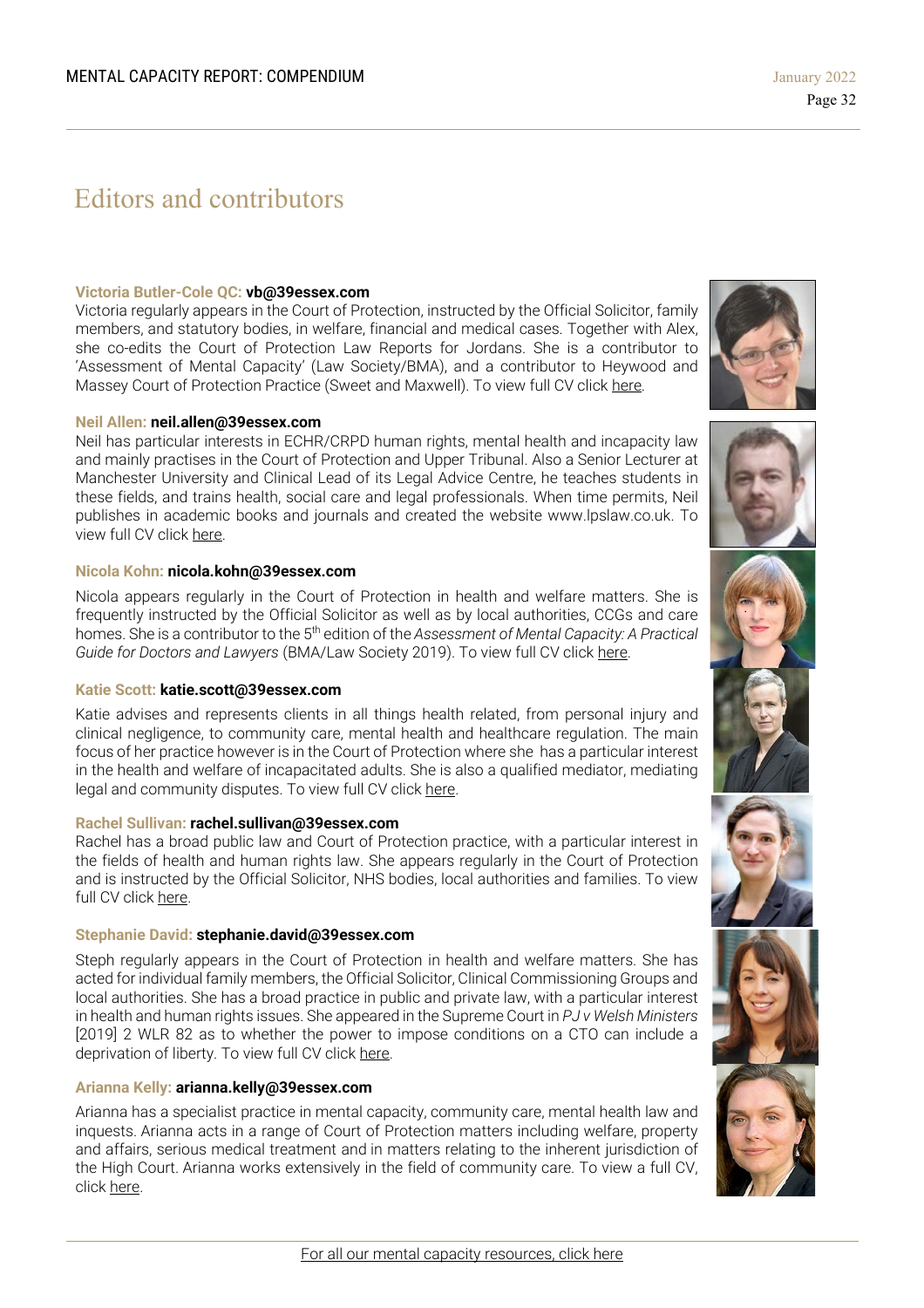# Editors and contributors

**Victoria Butler-Cole QC: vb@39essex.com**
Victoria regularly appears in the Court of Protection, instructed by the Official Solicitor, family members, and statutory bodies, in welfare, financial and medical cases. Together with Alex, she co-edits the Court of Protection Law Reports for Jordans. She is a contributor to 'Assessment of Mental Capacity' (Law Society/BMA), and a contributor to Heywood and Massey Court of Protection Practice (Sweet and Maxwell). To view full CV click here.

**Neil Allen: neil.allen@39essex.com**
Neil has particular interests in ECHR/CRPD human rights, mental health and incapacity law and mainly practises in the Court of Protection and Upper Tribunal. Also a Senior Lecturer at Manchester University and Clinical Lead of its Legal Advice Centre, he teaches students in these fields, and trains health, social care and legal professionals. When time permits, Neil publishes in academic books and journals and created the website www.lpslaw.co.uk. To view full CV click here.

**Nicola Kohn: nicola.kohn@39essex.com**
Nicola appears regularly in the Court of Protection in health and welfare matters. She is frequently instructed by the Official Solicitor as well as by local authorities, CCGs and care homes. She is a contributor to the 5th edition of the *Assessment of Mental Capacity: A Practical Guide for Doctors and Lawyers* (BMA/Law Society 2019). To view full CV click here.

**Katie Scott: katie.scott@39essex.com**
Katie advises and represents clients in all things health related, from personal injury and clinical negligence, to community care, mental health and healthcare regulation. The main focus of her practice however is in the Court of Protection where she has a particular interest in the health and welfare of incapacitated adults. She is also a qualified mediator, mediating legal and community disputes. To view full CV click here.

**Rachel Sullivan: rachel.sullivan@39essex.com**
Rachel has a broad public law and Court of Protection practice, with a particular interest in the fields of health and human rights law. She appears regularly in the Court of Protection and is instructed by the Official Solicitor, NHS bodies, local authorities and families. To view full CV click here.

**Stephanie David: stephanie.david@39essex.com**
Steph regularly appears in the Court of Protection in health and welfare matters. She has acted for individual family members, the Official Solicitor, Clinical Commissioning Groups and local authorities. She has a broad practice in public and private law, with a particular interest in health and human rights issues. She appeared in the Supreme Court in *PJ v Welsh Ministers* [2019] 2 WLR 82 as to whether the power to impose conditions on a CTO can include a deprivation of liberty. To view full CV click here.

**Arianna Kelly: arianna.kelly@39essex.com**
Arianna has a specialist practice in mental capacity, community care, mental health law and inquests. Arianna acts in a range of Court of Protection matters including welfare, property and affairs, serious medical treatment and in matters relating to the inherent jurisdiction of the High Court. Arianna works extensively in the field of community care. To view a full CV, click here.

For all our mental capacity resources, click here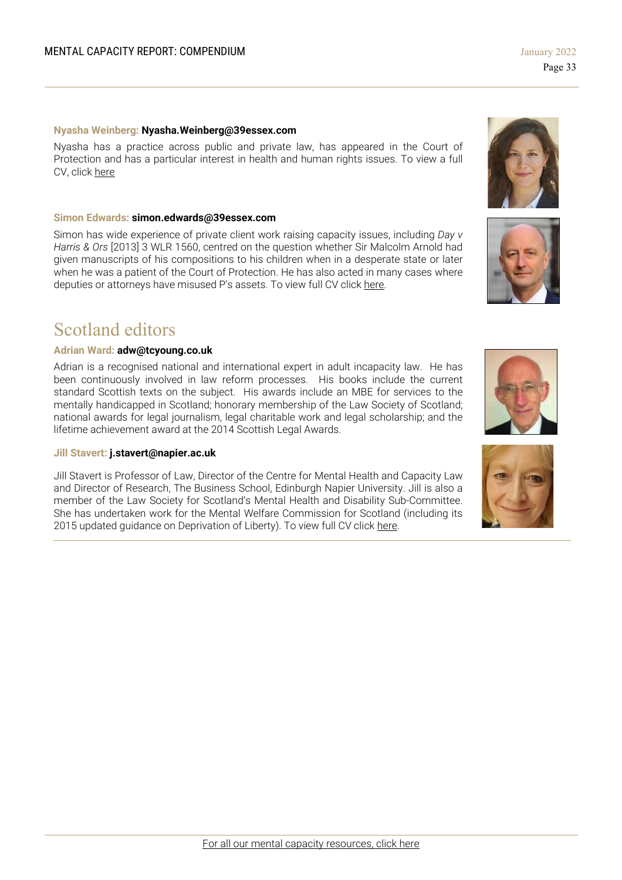**Nyasha Weinberg: Nyasha.Weinberg@39essex.com**

Nyasha has a practice across public and private law, has appeared in the Court of Protection and has a particular interest in health and human rights issues. To view a full CV, click here

**Simon Edwards: simon.edwards@39essex.com**

Simon has wide experience of private client work raising capacity issues, including *Day v Harris & Ors* [2013] 3 WLR 1560, centred on the question whether Sir Malcolm Arnold had given manuscripts of his compositions to his children when in a desperate state or later when he was a patient of the Court of Protection. He has also acted in many cases where deputies or attorneys have misused P's assets. To view full CV click here.

# Scotland editors

**Adrian Ward: adw@tcyoung.co.uk**

Adrian is a recognised national and international expert in adult incapacity law. He has been continuously involved in law reform processes. His books include the current standard Scottish texts on the subject. His awards include an MBE for services to the mentally handicapped in Scotland; honorary membership of the Law Society of Scotland; national awards for legal journalism, legal charitable work and legal scholarship; and the lifetime achievement award at the 2014 Scottish Legal Awards.

**Jill Stavert: j.stavert@napier.ac.uk**

Jill Stavert is Professor of Law, Director of the Centre for Mental Health and Capacity Law and Director of Research, The Business School, Edinburgh Napier University. Jill is also a member of the Law Society for Scotland's Mental Health and Disability Sub-Committee. She has undertaken work for the Mental Welfare Commission for Scotland (including its 2015 updated guidance on Deprivation of Liberty). To view full CV click here.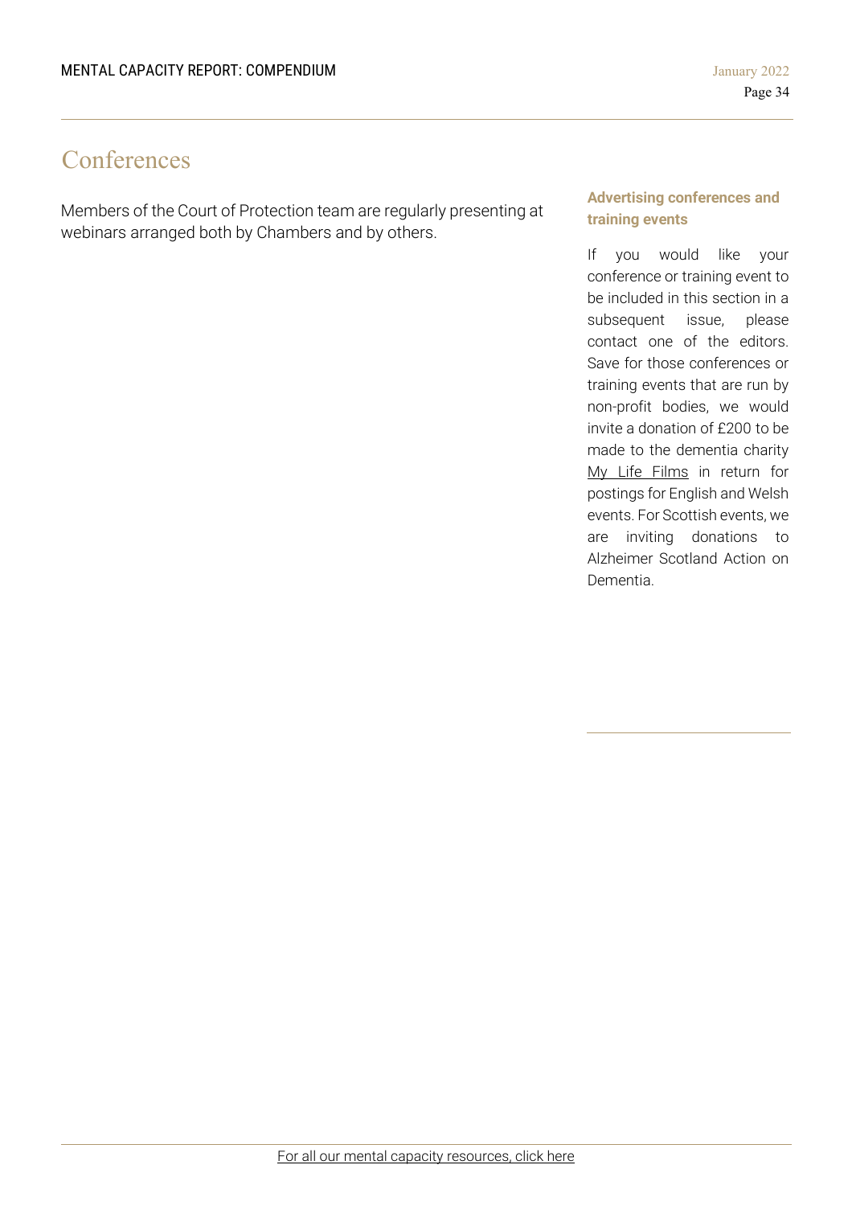# Conferences

Members of the Court of Protection team are regularly presenting at webinars arranged both by Chambers and by others.

### Advertising conferences and training events

If you would like your conference or training event to be included in this section in a subsequent issue, please contact one of the editors. Save for those conferences or training events that are run by non-profit bodies, we would invite a donation of £200 to be made to the dementia charity My Life Films in return for postings for English and Welsh events. For Scottish events, we are inviting donations to Alzheimer Scotland Action on Dementia.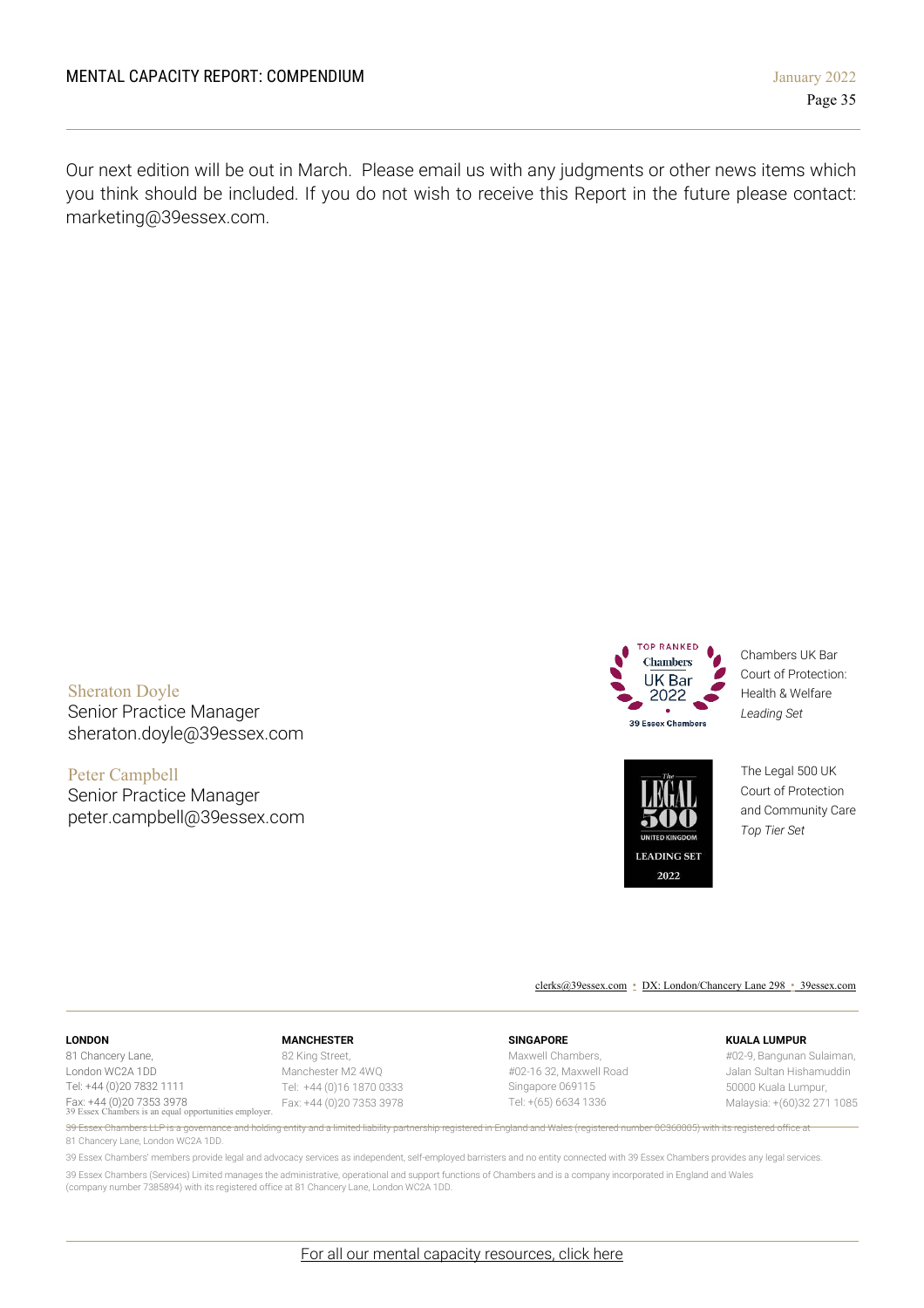Our next edition will be out in March. Please email us with any judgments or other news items which you think should be included. If you do not wish to receive this Report in the future please contact: marketing@39essex.com.

Sheraton Doyle
Senior Practice Manager
sheraton.doyle@39essex.com

Peter Campbell
Senior Practice Manager
peter.campbell@39essex.com

Chambers UK Bar
Court of Protection: Health & Welfare
*Leading Set*

The Legal 500 UK
Court of Protection and Community Care
*Top Tier Set*

clerks@39essex.com • DX: London/Chancery Lane 298 • 39essex.com

**LONDON**
81 Chancery Lane,
London WC2A 1DD
Tel: +44 (0)20 7832 1111
Fax: +44 (0)20 7353 3978

**MANCHESTER**
82 King Street,
Manchester M2 4WQ
Tel: +44 (0)16 1870 0333
Fax: +44 (0)20 7353 3978

**SINGAPORE**
Maxwell Chambers,
#02-16 32, Maxwell Road
Singapore 069115
Tel: +(65) 6634 1336

**KUALA LUMPUR**
#02-9, Bangunan Sulaiman,
Jalan Sultan Hishamuddin
50000 Kuala Lumpur,
Malaysia: +(60)32 271 1085

39 Essex Chambers is an equal opportunities employer.

39 Essex Chambers LLP is a governance and holding entity and a limited liability partnership registered in England and Wales (registered number 0C360005) with its registered office at 81 Chancery Lane, London WC2A 1DD.

39 Essex Chambers' members provide legal and advocacy services as independent, self-employed barristers and no entity connected with 39 Essex Chambers provides any legal services.

39 Essex Chambers (Services) Limited manages the administrative, operational and support functions of Chambers and is a company incorporated in England and Wales (company number 7385894) with its registered office at 81 Chancery Lane, London WC2A 1DD.

For all our mental capacity resources, click here